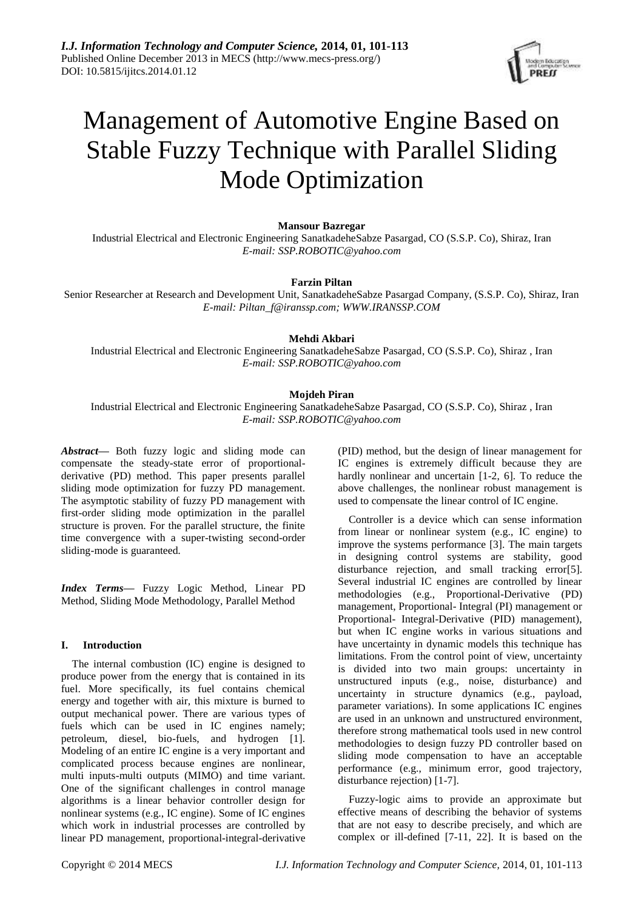# Management of Automotive Engine Based on Stable Fuzzy Technique with Parallel Sliding Mode Optimization

**Mansour Bazregar**

Industrial Electrical and Electronic Engineering SanatkadeheSabze Pasargad, CO (S.S.P. Co), Shiraz, Iran
*E-mail: SSP.ROBOTIC@yahoo.com*

**Farzin Piltan**

Senior Researcher at Research and Development Unit, SanatkadeheSabze Pasargad Company, (S.S.P. Co), Shiraz, Iran
*E-mail: Piltan_f@iranssp.com; WWW.IRANSSP.COM*

**Mehdi Akbari**

Industrial Electrical and Electronic Engineering SanatkadeheSabze Pasargad, CO (S.S.P. Co), Shiraz , Iran
*E-mail: SSP.ROBOTIC@yahoo.com*

**Mojdeh Piran**

Industrial Electrical and Electronic Engineering SanatkadeheSabze Pasargad, CO (S.S.P. Co), Shiraz , Iran
*E-mail: SSP.ROBOTIC@yahoo.com*

***Abstract***— Both fuzzy logic and sliding mode can compensate the steady-state error of proportional-derivative (PD) method. This paper presents parallel sliding mode optimization for fuzzy PD management. The asymptotic stability of fuzzy PD management with first-order sliding mode optimization in the parallel structure is proven. For the parallel structure, the finite time convergence with a super-twisting second-order sliding-mode is guaranteed.

***Index Terms***— Fuzzy Logic Method, Linear PD Method, Sliding Mode Methodology, Parallel Method

## I. Introduction

The internal combustion (IC) engine is designed to produce power from the energy that is contained in its fuel. More specifically, its fuel contains chemical energy and together with air, this mixture is burned to output mechanical power. There are various types of fuels which can be used in IC engines namely; petroleum, diesel, bio-fuels, and hydrogen [1]. Modeling of an entire IC engine is a very important and complicated process because engines are nonlinear, multi inputs-multi outputs (MIMO) and time variant. One of the significant challenges in control manage algorithms is a linear behavior controller design for nonlinear systems (e.g., IC engine). Some of IC engines which work in industrial processes are controlled by linear PD management, proportional-integral-derivative (PID) method, but the design of linear management for IC engines is extremely difficult because they are hardly nonlinear and uncertain [1-2, 6]. To reduce the above challenges, the nonlinear robust management is used to compensate the linear control of IC engine.

Controller is a device which can sense information from linear or nonlinear system (e.g., IC engine) to improve the systems performance [3]. The main targets in designing control systems are stability, good disturbance rejection, and small tracking error[5]. Several industrial IC engines are controlled by linear methodologies (e.g., Proportional-Derivative (PD) management, Proportional- Integral (PI) management or Proportional- Integral-Derivative (PID) management), but when IC engine works in various situations and have uncertainty in dynamic models this technique has limitations. From the control point of view, uncertainty is divided into two main groups: uncertainty in unstructured inputs (e.g., noise, disturbance) and uncertainty in structure dynamics (e.g., payload, parameter variations). In some applications IC engines are used in an unknown and unstructured environment, therefore strong mathematical tools used in new control methodologies to design fuzzy PD controller based on sliding mode compensation to have an acceptable performance (e.g., minimum error, good trajectory, disturbance rejection) [1-7].

Fuzzy-logic aims to provide an approximate but effective means of describing the behavior of systems that are not easy to describe precisely, and which are complex or ill-defined [7-11, 22]. It is based on the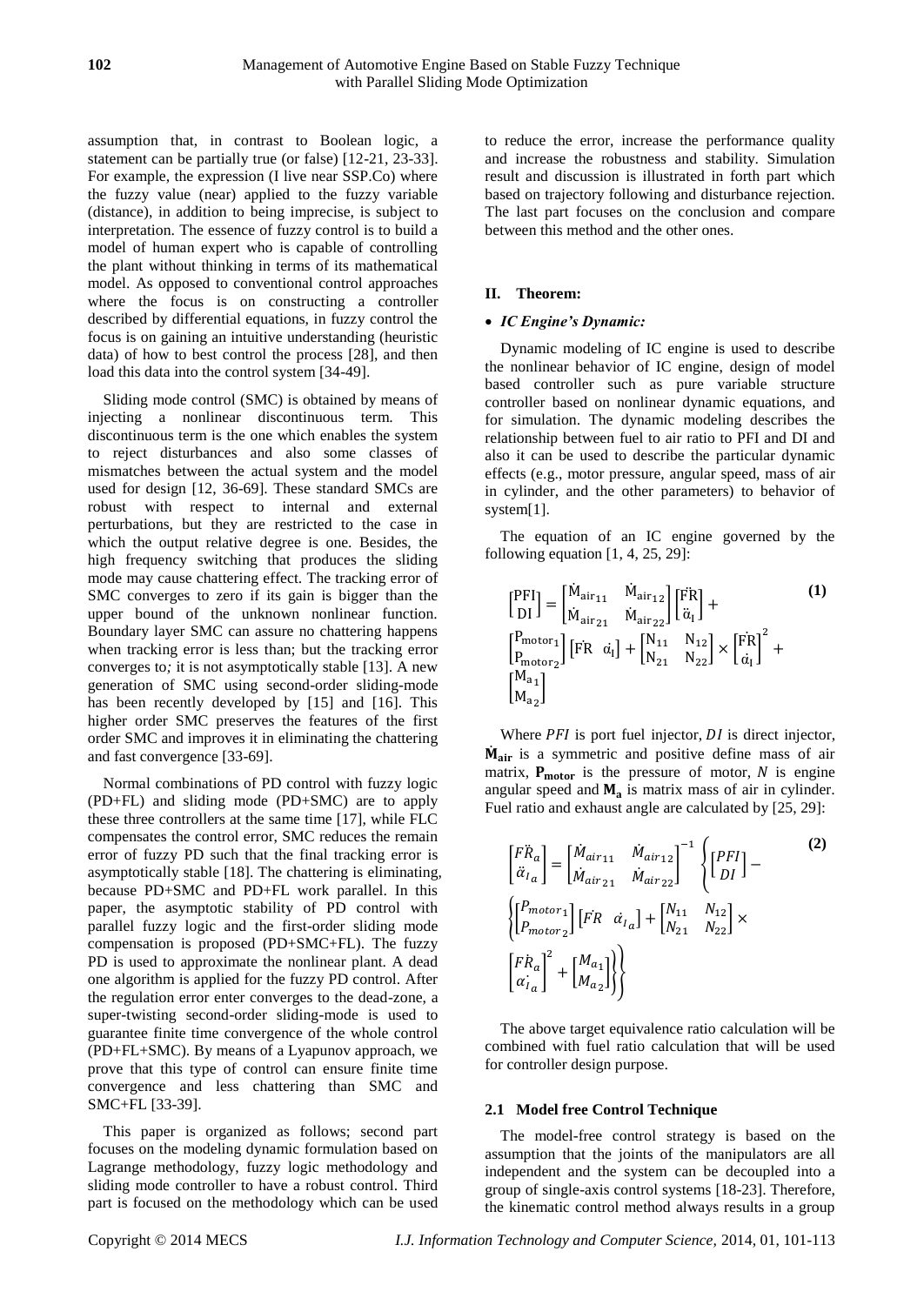assumption that, in contrast to Boolean logic, a statement can be partially true (or false) [12-21, 23-33]. For example, the expression (I live near SSP.Co) where the fuzzy value (near) applied to the fuzzy variable (distance), in addition to being imprecise, is subject to interpretation. The essence of fuzzy control is to build a model of human expert who is capable of controlling the plant without thinking in terms of its mathematical model. As opposed to conventional control approaches where the focus is on constructing a controller described by differential equations, in fuzzy control the focus is on gaining an intuitive understanding (heuristic data) of how to best control the process [28], and then load this data into the control system [34-49].

Sliding mode control (SMC) is obtained by means of injecting a nonlinear discontinuous term. This discontinuous term is the one which enables the system to reject disturbances and also some classes of mismatches between the actual system and the model used for design [12, 36-69]. These standard SMCs are robust with respect to internal and external perturbations, but they are restricted to the case in which the output relative degree is one. Besides, the high frequency switching that produces the sliding mode may cause chattering effect. The tracking error of SMC converges to zero if its gain is bigger than the upper bound of the unknown nonlinear function. Boundary layer SMC can assure no chattering happens when tracking error is less than; but the tracking error converges to*;* it is not asymptotically stable [13]. A new generation of SMC using second-order sliding-mode has been recently developed by [15] and [16]. This higher order SMC preserves the features of the first order SMC and improves it in eliminating the chattering and fast convergence [33-69].

Normal combinations of PD control with fuzzy logic (PD+FL) and sliding mode (PD+SMC) are to apply these three controllers at the same time [17], while FLC compensates the control error, SMC reduces the remain error of fuzzy PD such that the final tracking error is asymptotically stable [18]. The chattering is eliminating, because PD+SMC and PD+FL work parallel. In this paper, the asymptotic stability of PD control with parallel fuzzy logic and the first-order sliding mode compensation is proposed (PD+SMC+FL). The fuzzy PD is used to approximate the nonlinear plant. A dead one algorithm is applied for the fuzzy PD control. After the regulation error enter converges to the dead-zone, a super-twisting second-order sliding-mode is used to guarantee finite time convergence of the whole control (PD+FL+SMC). By means of a Lyapunov approach, we prove that this type of control can ensure finite time convergence and less chattering than SMC and SMC+FL [33-39].

This paper is organized as follows; second part focuses on the modeling dynamic formulation based on Lagrange methodology, fuzzy logic methodology and sliding mode controller to have a robust control. Third part is focused on the methodology which can be used to reduce the error, increase the performance quality and increase the robustness and stability. Simulation result and discussion is illustrated in forth part which based on trajectory following and disturbance rejection. The last part focuses on the conclusion and compare between this method and the other ones.

## II. Theorem:

- ***IC Engine's Dynamic:***

Dynamic modeling of IC engine is used to describe the nonlinear behavior of IC engine, design of model based controller such as pure variable structure controller based on nonlinear dynamic equations, and for simulation. The dynamic modeling describes the relationship between fuel to air ratio to PFI and DI and also it can be used to describe the particular dynamic effects (e.g., motor pressure, angular speed, mass of air in cylinder, and the other parameters) to behavior of system[1].

The equation of an IC engine governed by the following equation [1, 4, 25, 29]:

$$\begin{bmatrix} \mathrm{PFI} \\ \mathrm{DI} \end{bmatrix} = \begin{bmatrix} \dot{\mathrm{M}}_{\mathrm{air}_{11}} & \dot{\mathrm{M}}_{\mathrm{air}_{12}} \\ \dot{\mathrm{M}}_{\mathrm{air}_{21}} & \dot{\mathrm{M}}_{\mathrm{air}_{22}} \end{bmatrix} \begin{bmatrix} \ddot{\mathrm{FR}} \\ \ddot{\alpha}_{\mathrm{I}} \end{bmatrix} + \begin{bmatrix} \mathrm{P}_{\mathrm{motor}_1} \\ \mathrm{P}_{\mathrm{motor}_2} \end{bmatrix} \begin{bmatrix} \dot{\mathrm{FR}} & \dot{\alpha}_{\mathrm{I}} \end{bmatrix} + \begin{bmatrix} \mathrm{N}_{11} & \mathrm{N}_{12} \\ \mathrm{N}_{21} & \mathrm{N}_{22} \end{bmatrix} \times \begin{bmatrix} \dot{\mathrm{FR}} \\ \dot{\alpha}_{\mathrm{I}} \end{bmatrix}^2 + \begin{bmatrix} \mathrm{M}_{\mathrm{a}_1} \\ \mathrm{M}_{\mathrm{a}_2} \end{bmatrix} \tag{1}$$

Where $PFI$ is port fuel injector, $DI$ is direct injector, $\dot{\mathbf{M}}_{\mathbf{air}}$ is a symmetric and positive define mass of air matrix, $\mathbf{P}_{\mathbf{motor}}$ is the pressure of motor, $N$ is engine angular speed and $\mathbf{M}_{\mathbf{a}}$ is matrix mass of air in cylinder. Fuel ratio and exhaust angle are calculated by [25, 29]:

$$\begin{bmatrix} \ddot{FR}_a \\ \ddot{\alpha}_{I_a} \end{bmatrix} = \begin{bmatrix} \dot{M}_{air_{11}} & \dot{M}_{air_{12}} \\ \dot{M}_{air_{21}} & \dot{M}_{air_{22}} \end{bmatrix}^{-1} \left\{ \begin{bmatrix} PFI \\ DI \end{bmatrix} - \left\{ \begin{bmatrix} P_{motor_1} \\ P_{motor_2} \end{bmatrix} \begin{bmatrix} \dot{FR} & \dot{\alpha}_{I_a} \end{bmatrix} + \begin{bmatrix} N_{11} & N_{12} \\ N_{21} & N_{22} \end{bmatrix} \times \begin{bmatrix} \dot{FR}_a \\ \dot{\alpha}_{I_a} \end{bmatrix}^2 + \begin{bmatrix} M_{a_1} \\ M_{a_2} \end{bmatrix} \right\} \right\} \tag{2}$$

The above target equivalence ratio calculation will be combined with fuel ratio calculation that will be used for controller design purpose.

### 2.1 Model free Control Technique

The model-free control strategy is based on the assumption that the joints of the manipulators are all independent and the system can be decoupled into a group of single-axis control systems [18-23]. Therefore, the kinematic control method always results in a group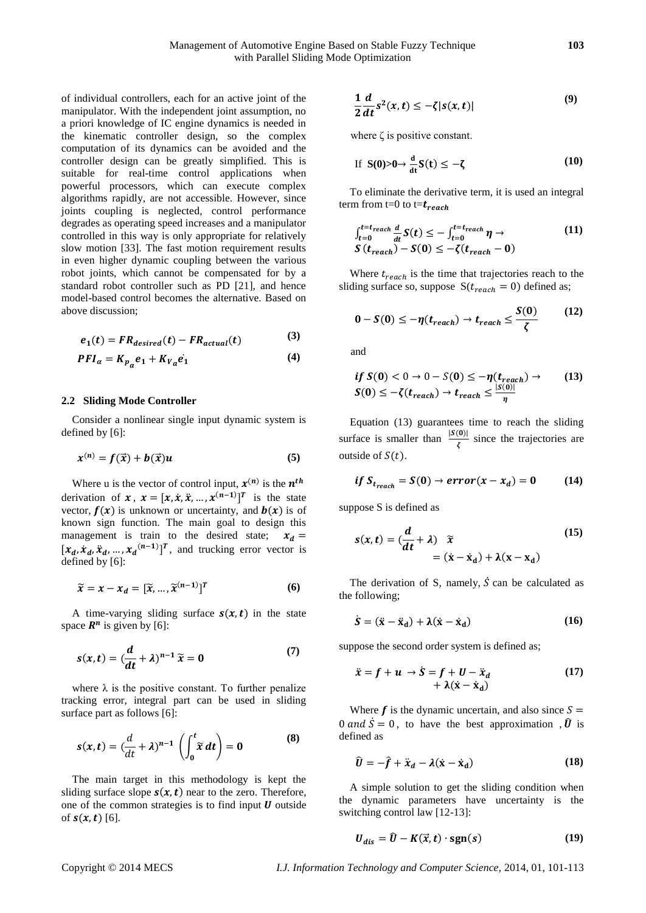of individual controllers, each for an active joint of the manipulator. With the independent joint assumption, no a priori knowledge of IC engine dynamics is needed in the kinematic controller design, so the complex computation of its dynamics can be avoided and the controller design can be greatly simplified. This is suitable for real-time control applications when powerful processors, which can execute complex algorithms rapidly, are not accessible. However, since joints coupling is neglected, control performance degrades as operating speed increases and a manipulator controlled in this way is only appropriate for relatively slow motion [33]. The fast motion requirement results in even higher dynamic coupling between the various robot joints, which cannot be compensated for by a standard robot controller such as PD [21], and hence model-based control becomes the alternative. Based on above discussion;

$$e_1(t) = FR_{desired}(t) - FR_{actual}(t) \tag{3}$$

$$PFI_\alpha = K_{p_a} e_1 + K_{V_a} \dot{e_1} \tag{4}$$

### 2.2 Sliding Mode Controller

Consider a nonlinear single input dynamic system is defined by [6]:

$$x^{(n)} = f(\vec{x}) + b(\vec{x})u \tag{5}$$

Where u is the vector of control input, $x^{(n)}$ is the $n^{th}$ derivation of $x$, $x = [x, \dot{x}, \ddot{x}, \dots, x^{(n-1)}]^T$ is the state vector, $f(x)$ is unknown or uncertainty, and $b(x)$ is of known sign function. The main goal to design this management is train to the desired state; $x_d = [x_d, \dot{x}_d, \ddot{x}_d, \dots, x_d^{(n-1)}]^T$, and trucking error vector is defined by [6]:

$$\tilde{x} = x - x_d = [\tilde{x}, \dots, \tilde{x}^{(n-1)}]^T \tag{6}$$

A time-varying sliding surface $s(x,t)$ in the state space $R^n$ is given by [6]:

$$s(x,t) = \left(\frac{d}{dt} + \lambda\right)^{n-1} \tilde{x} = 0 \tag{7}$$

where λ is the positive constant. To further penalize tracking error, integral part can be used in sliding surface part as follows [6]:

$$s(x,t) = \left(\frac{d}{dt} + \lambda\right)^{n-1} \left(\int_0^t \tilde{x}\, dt\right) = 0 \tag{8}$$

The main target in this methodology is kept the sliding surface slope $s(x,t)$ near to the zero. Therefore, one of the common strategies is to find input $U$ outside of $s(x,t)$ [6].

$$\frac{1}{2}\frac{d}{dt} s^2(x,t) \le -\zeta |s(x,t)| \tag{9}$$

where ζ is positive constant.

$$\text{If } S(0)>0 \rightarrow \frac{d}{dt} S(t) \le -\zeta \tag{10}$$

To eliminate the derivative term, it is used an integral term from t=0 to t=$t_{reach}$

$$\int_{t=0}^{t=t_{reach}} \frac{d}{dt} S(t) \le -\int_{t=0}^{t=t_{reach}} \eta \rightarrow S(t_{reach}) - S(0) \le -\zeta(t_{reach} - 0) \tag{11}$$

Where $t_{reach}$ is the time that trajectories reach to the sliding surface so, suppose $S(t_{reach} = 0)$ defined as;

$$0 - S(0) \le -\eta(t_{reach}) \rightarrow t_{reach} \le \frac{S(0)}{\zeta} \tag{12}$$

and

$$if\ S(0) < 0 \rightarrow 0 - S(0) \le -\eta(t_{reach}) \rightarrow S(0) \le -\zeta(t_{reach}) \rightarrow t_{reach} \le \frac{|S(0)|}{\eta} \tag{13}$$

Equation (13) guarantees time to reach the sliding surface is smaller than $\frac{|S(0)|}{\zeta}$ since the trajectories are outside of $S(t)$.

$$if\ S_{t_{reach}} = S(0) \rightarrow error(x - x_d) = 0 \tag{14}$$

suppose S is defined as

$$s(x,t) = \left(\frac{d}{dt} + \lambda\right) \tilde{x} = (\dot{x} - \dot{x}_d) + \lambda(x - x_d) \tag{15}$$

The derivation of S, namely, $\dot{S}$ can be calculated as the following;

$$\dot{S} = (\ddot{x} - \ddot{x}_d) + \lambda(\dot{x} - \dot{x}_d) \tag{16}$$

suppose the second order system is defined as;

$$\ddot{x} = f + u \rightarrow \dot{S} = f + U - \ddot{x}_d + \lambda(\dot{x} - \dot{x}_d) \tag{17}$$

Where $f$ is the dynamic uncertain, and also since $S = 0$ and $\dot{S} = 0$, to have the best approximation, $\widehat{U}$ is defined as

$$\widehat{U} = -\hat{f} + \ddot{x}_d - \lambda(\dot{x} - \dot{x}_d) \tag{18}$$

A simple solution to get the sliding condition when the dynamic parameters have uncertainty is the switching control law [12-13]:

$$U_{dis} = \widehat{U} - K(\vec{x}, t) \cdot \mathrm{sgn}(s) \tag{19}$$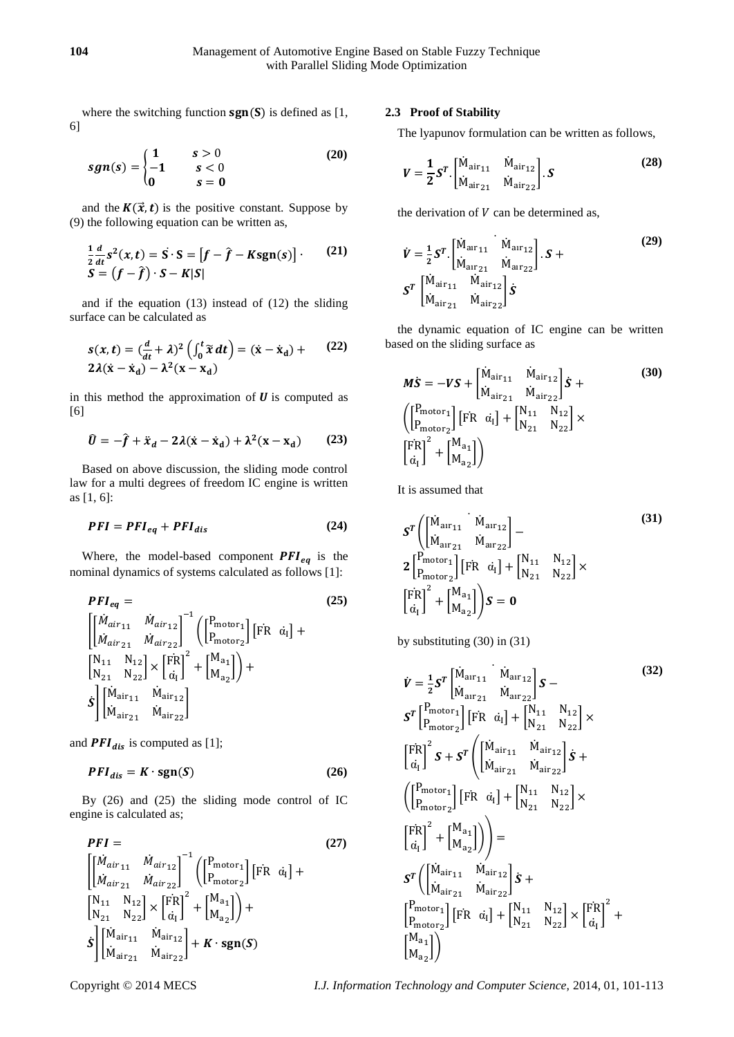where the switching function $\mathbf{sgn}(\boldsymbol{S})$ is defined as [1, 6]

$$sgn(s) = \begin{cases} 1 & s > 0 \\ -1 & s < 0 \\ 0 & s = 0 \end{cases} \tag{20}$$

and the $\boldsymbol{K}(\vec{x}, t)$ is the positive constant. Suppose by (9) the following equation can be written as,

$$\frac{1}{2}\frac{d}{dt}s^2(x,t) = \dot{S} \cdot S = \left[f - \hat{f} - K\mathrm{sgn}(s)\right] \cdot S = \left(f - \hat{f}\right) \cdot S - K|S| \tag{21}$$

and if the equation (13) instead of (12) the sliding surface can be calculated as

$$s(x,t) = \left(\frac{d}{dt} + \lambda\right)^2 \left(\int_0^t \tilde{x}\, dt\right) = (\dot{x} - \dot{x}_d) + 2\lambda(\dot{x} - \dot{x}_d) - \lambda^2(x - x_d) \tag{22}$$

in this method the approximation of $\boldsymbol{U}$ is computed as [6]

$$\widehat{U} = -\hat{f} + \ddot{x}_d - 2\lambda(\dot{x} - \dot{x}_d) + \lambda^2(x - x_d) \tag{23}$$

Based on above discussion, the sliding mode control law for a multi degrees of freedom IC engine is written as [1, 6]:

$$PFI = PFI_{eq} + PFI_{dis} \tag{24}$$

Where, the model-based component $\boldsymbol{PFI_{eq}}$ is the nominal dynamics of systems calculated as follows [1]:

$$PFI_{eq} = \left[\begin{bmatrix} \dot{M}_{air_{11}} & \dot{M}_{air_{12}} \\ \dot{M}_{air_{21}} & \dot{M}_{air_{22}} \end{bmatrix}^{-1} \left( \begin{bmatrix} P_{motor_1} \\ P_{motor_2} \end{bmatrix} \begin{bmatrix} \dot{FR} & \dot{\alpha_I} \end{bmatrix} + \begin{bmatrix} N_{11} & N_{12} \\ N_{21} & N_{22} \end{bmatrix} \times \begin{bmatrix} \dot{FR} \\ \dot{\alpha_I} \end{bmatrix}^2 + \begin{bmatrix} M_{a_1} \\ M_{a_2} \end{bmatrix} \right) + \dot{S} \right] \begin{bmatrix} \dot{M}_{air_{11}} & \dot{M}_{air_{12}} \\ \dot{M}_{air_{21}} & \dot{M}_{air_{22}} \end{bmatrix} \tag{25}$$

and $\boldsymbol{PFI_{dis}}$ is computed as [1];

$$PFI_{dis} = K \cdot \mathrm{sgn}(S) \tag{26}$$

By (26) and (25) the sliding mode control of IC engine is calculated as;

$$PFI = \left[\begin{bmatrix} \dot{M}_{air_{11}} & \dot{M}_{air_{12}} \\ \dot{M}_{air_{21}} & \dot{M}_{air_{22}} \end{bmatrix}^{-1} \left( \begin{bmatrix} P_{motor_1} \\ P_{motor_2} \end{bmatrix} \begin{bmatrix} \dot{FR} & \dot{\alpha_I} \end{bmatrix} + \begin{bmatrix} N_{11} & N_{12} \\ N_{21} & N_{22} \end{bmatrix} \times \begin{bmatrix} \dot{FR} \\ \dot{\alpha_I} \end{bmatrix}^2 + \begin{bmatrix} M_{a_1} \\ M_{a_2} \end{bmatrix} \right) + \dot{S} \right] \begin{bmatrix} \dot{M}_{air_{11}} & \dot{M}_{air_{12}} \\ \dot{M}_{air_{21}} & \dot{M}_{air_{22}} \end{bmatrix} + K \cdot \mathrm{sgn}(S) \tag{27}$$

### 2.3 Proof of Stability

The lyapunov formulation can be written as follows,

$$V = \frac{1}{2} S^T \cdot \begin{bmatrix} \dot{M}_{air_{11}} & \dot{M}_{air_{12}} \\ \dot{M}_{air_{21}} & \dot{M}_{air_{22}} \end{bmatrix} \cdot S \tag{28}$$

the derivation of $V$ can be determined as,

$$\dot{V} = \frac{1}{2} S^T \cdot \dot{\begin{bmatrix} \dot{M}_{air_{11}} & \dot{M}_{air_{12}} \\ \dot{M}_{air_{21}} & \dot{M}_{air_{22}} \end{bmatrix}} \cdot S + S^T \begin{bmatrix} \dot{M}_{air_{11}} & \dot{M}_{air_{12}} \\ \dot{M}_{air_{21}} & \dot{M}_{air_{22}} \end{bmatrix} \dot{S} \tag{29}$$

the dynamic equation of IC engine can be written based on the sliding surface as

$$M\dot{S} = -VS + \begin{bmatrix} \dot{M}_{air_{11}} & \dot{M}_{air_{12}} \\ \dot{M}_{air_{21}} & \dot{M}_{air_{22}} \end{bmatrix} \dot{S} + \left( \begin{bmatrix} P_{motor_1} \\ P_{motor_2} \end{bmatrix} \begin{bmatrix} \dot{FR} & \dot{\alpha_I} \end{bmatrix} + \begin{bmatrix} N_{11} & N_{12} \\ N_{21} & N_{22} \end{bmatrix} \times \begin{bmatrix} \dot{FR} \\ \dot{\alpha_I} \end{bmatrix}^2 + \begin{bmatrix} M_{a_1} \\ M_{a_2} \end{bmatrix} \right) \tag{30}$$

It is assumed that

$$S^T \left( \dot{\begin{bmatrix} \dot{M}_{air_{11}} & \dot{M}_{air_{12}} \\ \dot{M}_{air_{21}} & \dot{M}_{air_{22}} \end{bmatrix}} - 2 \begin{bmatrix} P_{motor_1} \\ P_{motor_2} \end{bmatrix} \begin{bmatrix} \dot{FR} & \dot{\alpha_I} \end{bmatrix} + \begin{bmatrix} N_{11} & N_{12} \\ N_{21} & N_{22} \end{bmatrix} \times \begin{bmatrix} \dot{FR} \\ \dot{\alpha_I} \end{bmatrix}^2 + \begin{bmatrix} M_{a_1} \\ M_{a_2} \end{bmatrix} \right) S = 0 \tag{31}$$

by substituting (30) in (31)

$$\dot{V} = \frac{1}{2} S^T \dot{\begin{bmatrix} \dot{M}_{air_{11}} & \dot{M}_{air_{12}} \\ \dot{M}_{air_{21}} & \dot{M}_{air_{22}} \end{bmatrix}} S - S^T \begin{bmatrix} P_{motor_1} \\ P_{motor_2} \end{bmatrix} \begin{bmatrix} \dot{FR} & \dot{\alpha_I} \end{bmatrix} + \begin{bmatrix} N_{11} & N_{12} \\ N_{21} & N_{22} \end{bmatrix} \times \begin{bmatrix} \dot{FR} \\ \dot{\alpha_I} \end{bmatrix}^2 S + S^T \left( \begin{bmatrix} \dot{M}_{air_{11}} & \dot{M}_{air_{12}} \\ \dot{M}_{air_{21}} & \dot{M}_{air_{22}} \end{bmatrix} \dot{S} + \left( \begin{bmatrix} P_{motor_1} \\ P_{motor_2} \end{bmatrix} \begin{bmatrix} \dot{FR} & \dot{\alpha_I} \end{bmatrix} + \begin{bmatrix} N_{11} & N_{12} \\ N_{21} & N_{22} \end{bmatrix} \times \begin{bmatrix} \dot{FR} \\ \dot{\alpha_I} \end{bmatrix}^2 + \begin{bmatrix} M_{a_1} \\ M_{a_2} \end{bmatrix} \right) \right) = S^T \left( \begin{bmatrix} \dot{M}_{air_{11}} & \dot{M}_{air_{12}} \\ \dot{M}_{air_{21}} & \dot{M}_{air_{22}} \end{bmatrix} \dot{S} + \begin{bmatrix} P_{motor_1} \\ P_{motor_2} \end{bmatrix} \begin{bmatrix} \dot{FR} & \dot{\alpha_I} \end{bmatrix} + \begin{bmatrix} N_{11} & N_{12} \\ N_{21} & N_{22} \end{bmatrix} \times \begin{bmatrix} \dot{FR} \\ \dot{\alpha_I} \end{bmatrix}^2 + \begin{bmatrix} M_{a_1} \\ M_{a_2} \end{bmatrix} \right) \tag{32}$$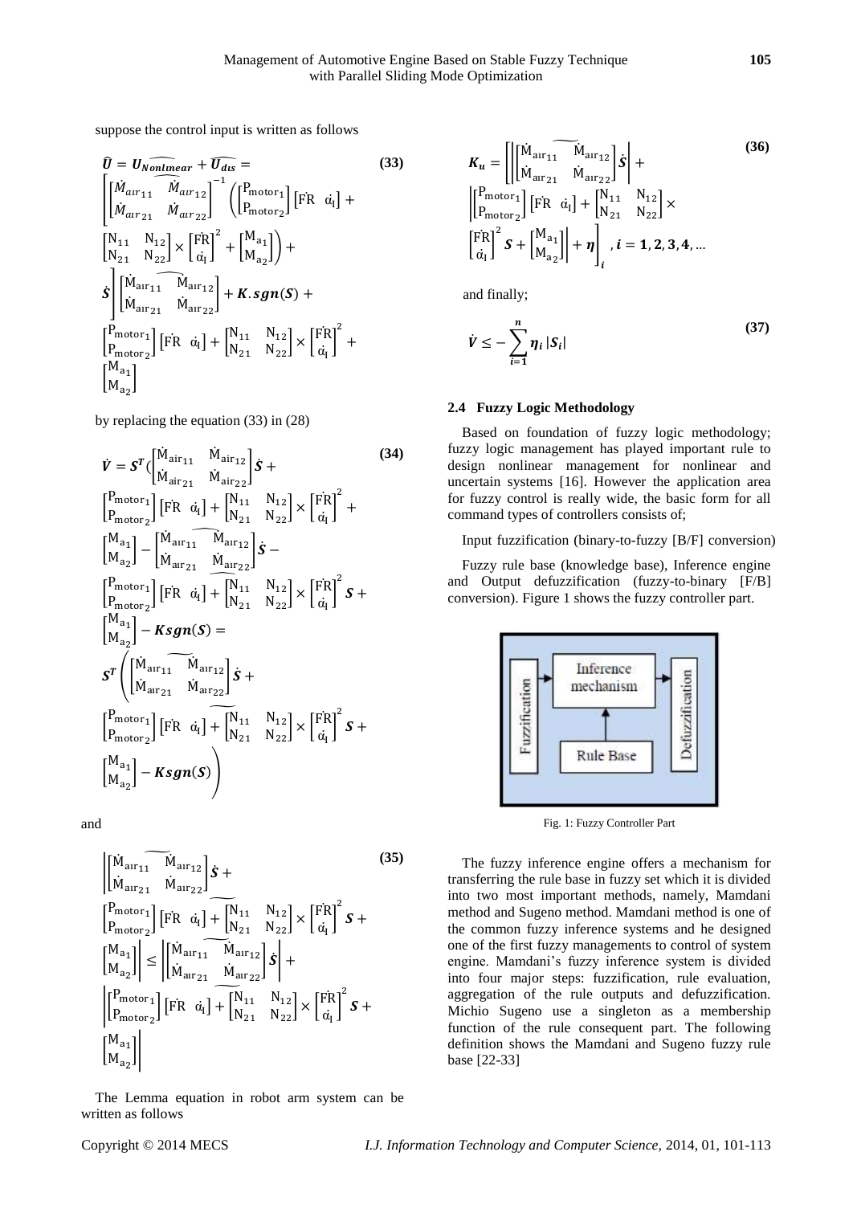suppose the control input is written as follows

$$\hat{U} = \widehat{U_{Nonlinear}} + \widehat{U_{dis}} = \left[\widehat{\begin{bmatrix} \dot{M}_{air_{11}} & \dot{M}_{air_{12}} \\ \dot{M}_{air_{21}} & \dot{M}_{air_{22}} \end{bmatrix}}^{-1} \left( \begin{bmatrix} P_{motor_1} \\ P_{motor_2} \end{bmatrix} \begin{bmatrix} \dot{FR} & \dot{\alpha}_I \end{bmatrix} + \begin{bmatrix} N_{11} & N_{12} \\ N_{21} & N_{22} \end{bmatrix} \times \begin{bmatrix} \dot{FR} \\ \dot{\alpha}_I \end{bmatrix}^2 + \begin{bmatrix} M_{a_1} \\ M_{a_2} \end{bmatrix} \right) + \dot{S} \right] \widehat{\begin{bmatrix} \dot{M}_{air_{11}} & \dot{M}_{air_{12}} \\ \dot{M}_{air_{21}} & \dot{M}_{air_{22}} \end{bmatrix}} + K.sgn(S) + \begin{bmatrix} P_{motor_1} \\ P_{motor_2} \end{bmatrix} \begin{bmatrix} \dot{FR} & \dot{\alpha}_I \end{bmatrix} + \begin{bmatrix} N_{11} & N_{12} \\ N_{21} & N_{22} \end{bmatrix} \times \begin{bmatrix} \dot{FR} \\ \dot{\alpha}_I \end{bmatrix}^2 + \begin{bmatrix} M_{a_1} \\ M_{a_2} \end{bmatrix} \tag{33}$$

by replacing the equation (33) in (28)

$$\dot{V} = S^T \Bigg( \begin{bmatrix} \dot{M}_{air_{11}} & \dot{M}_{air_{12}} \\ \dot{M}_{air_{21}} & \dot{M}_{air_{22}} \end{bmatrix} \dot{S} + \begin{bmatrix} P_{motor_1} \\ P_{motor_2} \end{bmatrix} \begin{bmatrix} \dot{FR} & \dot{\alpha}_I \end{bmatrix} + \begin{bmatrix} N_{11} & N_{12} \\ N_{21} & N_{22} \end{bmatrix} \times \begin{bmatrix} \dot{FR} \\ \dot{\alpha}_I \end{bmatrix}^2 + \begin{bmatrix} M_{a_1} \\ M_{a_2} \end{bmatrix} - \widehat{\begin{bmatrix} \dot{M}_{air_{11}} & \dot{M}_{air_{12}} \\ \dot{M}_{air_{21}} & \dot{M}_{air_{22}} \end{bmatrix}} \dot{S} - \widehat{\begin{bmatrix} P_{motor_1} \\ P_{motor_2} \end{bmatrix} \begin{bmatrix} \dot{FR} & \dot{\alpha}_I \end{bmatrix} + \begin{bmatrix} N_{11} & N_{12} \\ N_{21} & N_{22} \end{bmatrix} \times \begin{bmatrix} \dot{FR} \\ \dot{\alpha}_I \end{bmatrix}^2} S + \begin{bmatrix} M_{a_1} \\ M_{a_2} \end{bmatrix} - Ksgn(S) = S^T \Bigg( \widetilde{\begin{bmatrix} \dot{M}_{air_{11}} & \dot{M}_{air_{12}} \\ \dot{M}_{air_{21}} & \dot{M}_{air_{22}} \end{bmatrix}} \dot{S} + \widetilde{\begin{bmatrix} P_{motor_1} \\ P_{motor_2} \end{bmatrix} \begin{bmatrix} \dot{FR} & \dot{\alpha}_I \end{bmatrix} + \begin{bmatrix} N_{11} & N_{12} \\ N_{21} & N_{22} \end{bmatrix} \times \begin{bmatrix} \dot{FR} \\ \dot{\alpha}_I \end{bmatrix}^2} S + \begin{bmatrix} M_{a_1} \\ M_{a_2} \end{bmatrix} - Ksgn(S) \Bigg) \tag{34}$$

and

$$\left| \widetilde{\begin{bmatrix} \dot{M}_{air_{11}} & \dot{M}_{air_{12}} \\ \dot{M}_{air_{21}} & \dot{M}_{air_{22}} \end{bmatrix}} \dot{S} + \widetilde{\begin{bmatrix} P_{motor_1} \\ P_{motor_2} \end{bmatrix} \begin{bmatrix} \dot{FR} & \dot{\alpha}_I \end{bmatrix} + \begin{bmatrix} N_{11} & N_{12} \\ N_{21} & N_{22} \end{bmatrix} \times \begin{bmatrix} \dot{FR} \\ \dot{\alpha}_I \end{bmatrix}^2} S + \begin{bmatrix} M_{a_1} \\ M_{a_2} \end{bmatrix} \right| \leq \left| \widetilde{\begin{bmatrix} \dot{M}_{air_{11}} & \dot{M}_{air_{12}} \\ \dot{M}_{air_{21}} & \dot{M}_{air_{22}} \end{bmatrix}} \dot{S} \right| + \left| \widetilde{\begin{bmatrix} P_{motor_1} \\ P_{motor_2} \end{bmatrix} \begin{bmatrix} \dot{FR} & \dot{\alpha}_I \end{bmatrix} + \begin{bmatrix} N_{11} & N_{12} \\ N_{21} & N_{22} \end{bmatrix} \times \begin{bmatrix} \dot{FR} \\ \dot{\alpha}_I \end{bmatrix}^2} S + \begin{bmatrix} M_{a_1} \\ M_{a_2} \end{bmatrix} \right| \tag{35}$$

The Lemma equation in robot arm system can be written as follows

$$K_u = \left[ \left| \widetilde{\begin{bmatrix} \dot{M}_{air_{11}} & \dot{M}_{air_{12}} \\ \dot{M}_{air_{21}} & \dot{M}_{air_{22}} \end{bmatrix}} \dot{S} \right| + \left| \begin{bmatrix} P_{motor_1} \\ P_{motor_2} \end{bmatrix} \begin{bmatrix} \dot{FR} & \dot{\alpha}_I \end{bmatrix} + \begin{bmatrix} N_{11} & N_{12} \\ N_{21} & N_{22} \end{bmatrix} \times \begin{bmatrix} \dot{FR} \\ \dot{\alpha}_I \end{bmatrix}^2 S + \begin{bmatrix} M_{a_1} \\ M_{a_2} \end{bmatrix} \right| + \eta \right]_i, i = 1, 2, 3, 4, \ldots \tag{36}$$

and finally;

$$\dot{V} \leq - \sum_{i=1}^{n} \eta_i |S_i| \tag{37}$$

### 2.4 Fuzzy Logic Methodology

Based on foundation of fuzzy logic methodology; fuzzy logic management has played important rule to design nonlinear management for nonlinear and uncertain systems [16]. However the application area for fuzzy control is really wide, the basic form for all command types of controllers consists of;

Input fuzzification (binary-to-fuzzy [B/F] conversion)

Fuzzy rule base (knowledge base), Inference engine and Output defuzzification (fuzzy-to-binary [F/B] conversion). Figure 1 shows the fuzzy controller part.

Fig. 1: Fuzzy Controller Part

The fuzzy inference engine offers a mechanism for transferring the rule base in fuzzy set which it is divided into two most important methods, namely, Mamdani method and Sugeno method. Mamdani method is one of the common fuzzy inference systems and he designed one of the first fuzzy managements to control of system engine. Mamdani's fuzzy inference system is divided into four major steps: fuzzification, rule evaluation, aggregation of the rule outputs and defuzzification. Michio Sugeno use a singleton as a membership function of the rule consequent part. The following definition shows the Mamdani and Sugeno fuzzy rule base [22-33]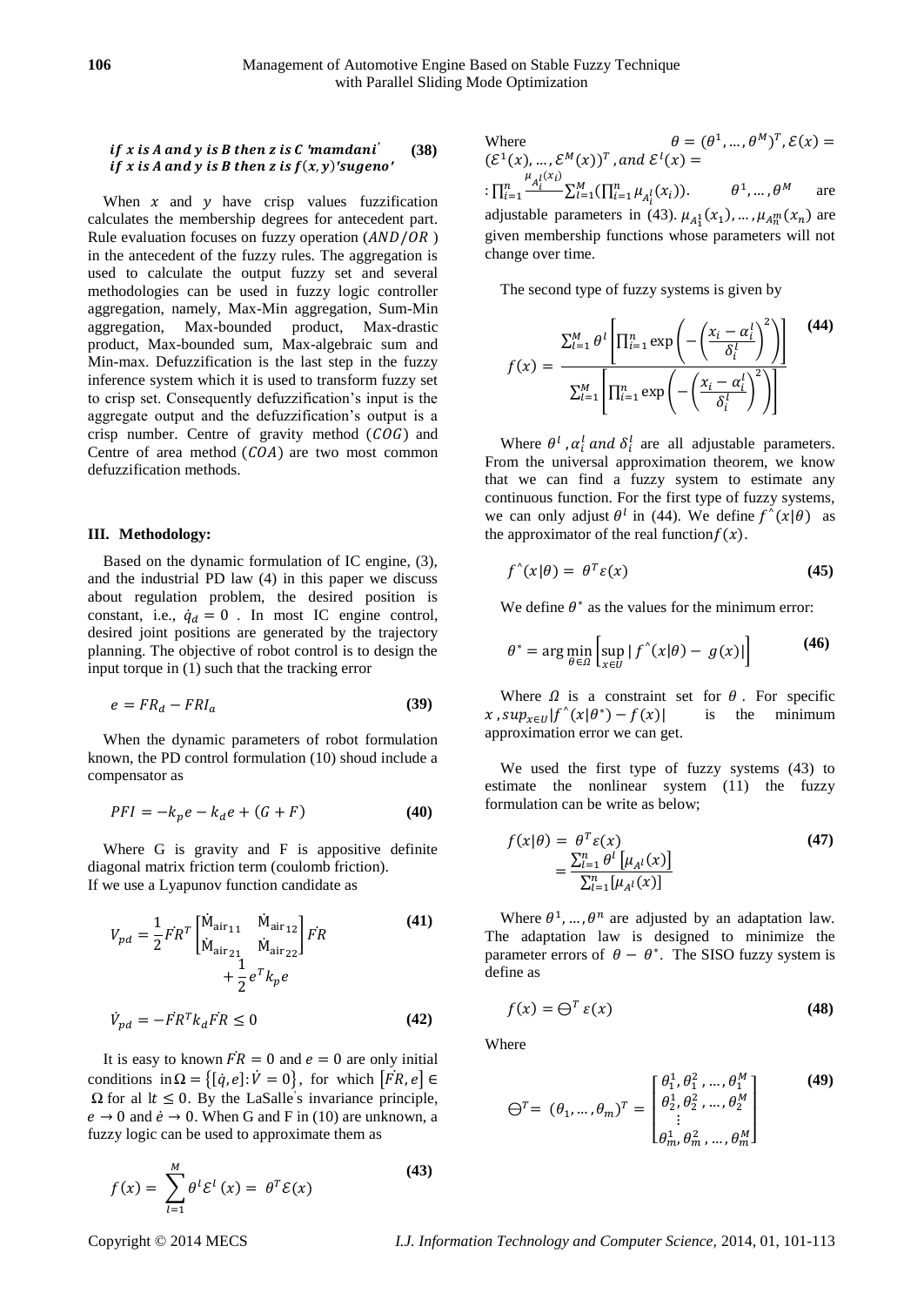$$if\ x\ is\ A\ and\ y\ is\ B\ then\ z\ is\ C\ 'mamdani' \quad \textbf{(38)}$$
$$if\ x\ is\ A\ and\ y\ is\ B\ then\ z\ is\ f(x,y)'sugeno'$$

When $x$ and $y$ have crisp values fuzzification calculates the membership degrees for antecedent part. Rule evaluation focuses on fuzzy operation ($AND/OR$) in the antecedent of the fuzzy rules. The aggregation is used to calculate the output fuzzy set and several methodologies can be used in fuzzy logic controller aggregation, namely, Max-Min aggregation, Sum-Min aggregation, Max-bounded product, Max-drastic product, Max-bounded sum, Max-algebraic sum and Min-max. Defuzzification is the last step in the fuzzy inference system which it is used to transform fuzzy set to crisp set. Consequently defuzzification's input is the aggregate output and the defuzzification's output is a crisp number. Centre of gravity method ($COG$) and Centre of area method ($COA$) are two most common defuzzification methods.

### III. Methodology:

Based on the dynamic formulation of IC engine, (3), and the industrial PD law (4) in this paper we discuss about regulation problem, the desired position is constant, i.e., $\dot{q}_d = 0$. In most IC engine control, desired joint positions are generated by the trajectory planning. The objective of robot control is to design the input torque in (1) such that the tracking error

$$e = FR_d - FRI_a \quad \textbf{(39)}$$

When the dynamic parameters of robot formulation known, the PD control formulation (10) shoud include a compensator as

$$PFI = -k_p e - k_d e + (G + F) \quad \textbf{(40)}$$

Where G is gravity and F is appositive definite diagonal matrix friction term (coulomb friction). If we use a Lyapunov function candidate as

$$V_{pd} = \frac{1}{2}\dot{FR}^T \begin{bmatrix} \dot{M}_{air_{11}} & \dot{M}_{air_{12}} \\ \dot{M}_{air_{21}} & \dot{M}_{air_{22}} \end{bmatrix} \dot{FR} + \frac{1}{2}e^T k_p e \quad \textbf{(41)}$$

$$\dot{V}_{pd} = -\dot{FR}^T k_d \dot{FR} \le 0 \quad \textbf{(42)}$$

It is easy to known $\dot{FR} = 0$ and $e = 0$ are only initial conditions in $\Omega = \{[\dot{q}, e]: \dot{V} = 0\}$, for which $[\dot{FR}, e] \in \Omega$ for al l$t \le 0$. By the LaSalle's invariance principle, $e \to 0$ and $\dot{e} \to 0$. When G and F in (10) are unknown, a fuzzy logic can be used to approximate them as

$$f(x) = \sum_{l=1}^{M} \theta^l \mathcal{E}^l(x) = \theta^T \mathcal{E}(x) \quad \textbf{(43)}$$

Where $\theta = (\theta^1, \dots, \theta^M)^T$, $\mathcal{E}(x) = (\mathcal{E}^1(x), \dots, \mathcal{E}^M(x))^T$, and $\mathcal{E}^l(x) = :\prod_{i=1}^{n} \frac{\mu_{A_i^l}(x_i)}{\sum_{l=1}^{M}(\prod_{i=1}^{n} \mu_{A_i^l}(x_i))}$. $\theta^1, \dots, \theta^M$ are adjustable parameters in (43). $\mu_{A_1^1}(x_1), \dots, \mu_{A_n^m}(x_n)$ are given membership functions whose parameters will not change over time.

The second type of fuzzy systems is given by

$$f(x) = \frac{\sum_{l=1}^{M} \theta^l \left[\prod_{i=1}^{n} \exp\left(-\left(\frac{x_i - \alpha_i^l}{\delta_i^l}\right)^2\right)\right]}{\sum_{l=1}^{M} \left[\prod_{i=1}^{n} \exp\left(-\left(\frac{x_i - \alpha_i^l}{\delta_i^l}\right)^2\right)\right]} \quad \textbf{(44)}$$

Where $\theta^l$, $\alpha_i^l$ and $\delta_i^l$ are all adjustable parameters. From the universal approximation theorem, we know that we can find a fuzzy system to estimate any continuous function. For the first type of fuzzy systems, we can only adjust $\theta^l$ in (44). We define $f^{\wedge}(x|\theta)$ as the approximator of the real function $f(x)$.

$$f^{\wedge}(x|\theta) = \theta^T \varepsilon(x) \quad \textbf{(45)}$$

We define $\theta^*$ as the values for the minimum error:

$$\theta^* = \arg\min_{\theta \in \Omega} \left[\sup_{x \in U} |f^{\wedge}(x|\theta) - g(x)|\right] \quad \textbf{(46)}$$

Where $\Omega$ is a constraint set for $\theta$. For specific $x$, $sup_{x \in U}|f^{\wedge}(x|\theta^*) - f(x)|$ is the minimum approximation error we can get.

We used the first type of fuzzy systems (43) to estimate the nonlinear system (11) the fuzzy formulation can be write as below;

$$f(x|\theta) = \theta^T \varepsilon(x) = \frac{\sum_{l=1}^{n} \theta^l [\mu_{A^l}(x)]}{\sum_{l=1}^{n} [\mu_{A^l}(x)]} \quad \textbf{(47)}$$

Where $\theta^1, \dots, \theta^n$ are adjusted by an adaptation law. The adaptation law is designed to minimize the parameter errors of $\theta - \theta^*$. The SISO fuzzy system is define as

$$f(x) = \ominus^T \varepsilon(x) \quad \textbf{(48)}$$

Where

$$\ominus^T = (\theta_1, \dots, \theta_m)^T = \begin{bmatrix} \theta_1^1, \theta_1^2, \dots, \theta_1^M \\ \theta_2^1, \theta_2^2, \dots, \theta_2^M \\ \vdots \\ \theta_m^1, \theta_m^2, \dots, \theta_m^M \end{bmatrix} \quad \textbf{(49)}$$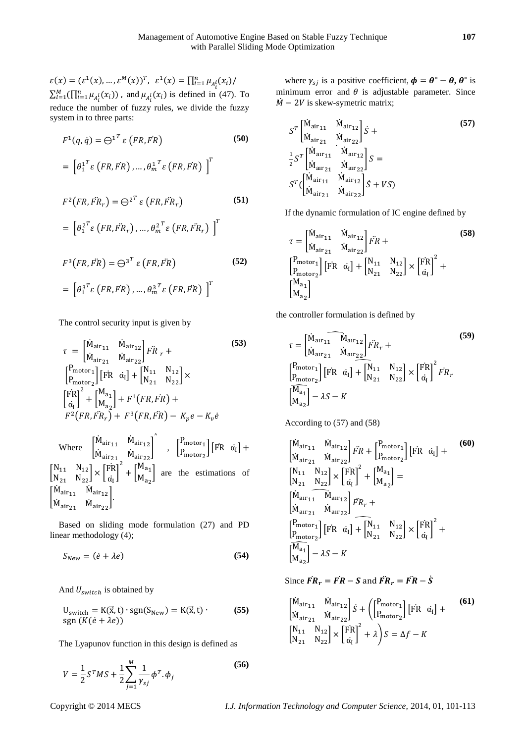$\varepsilon(x) = (\varepsilon^1(x), \dots, \varepsilon^M(x))^T$, $\varepsilon^1(x) = \prod_{i=1}^{n} \mu_{A_i^l}(x_i) / \sum_{l=1}^{M}(\prod_{i=1}^{n} \mu_{A_i^l}(x_i))$, and $\mu_{A_i^l}(x_i)$ is defined in (47). To reduce the number of fuzzy rules, we divide the fuzzy system in to three parts:

$$F^1(q,\dot{q}) = \ominus^{1^T} \varepsilon\left(FR, \dot{FR}\right) \tag{50}$$

$$= \left[\theta_1^{1^T} \varepsilon\left(FR, \dot{FR}\right), \dots, \theta_m^{1^T} \varepsilon\left(FR, \dot{FR}\right)\right]^T$$

$$F^2\left(FR, \ddot{FR}_r\right) = \ominus^{2^T} \varepsilon\left(FR, \ddot{FR}_r\right) \tag{51}$$

$$= \left[\theta_1^{2^T} \varepsilon\left(FR, \ddot{FR}_r\right), \dots, \theta_m^{2^T} \varepsilon\left(FR, \ddot{FR}_r\right)\right]^T$$

$$F^3\left(FR, \ddot{FR}\right) = \ominus^{3^T} \varepsilon\left(FR, \ddot{FR}\right) \tag{52}$$

$$= \left[\theta_1^{3^T} \varepsilon\left(FR, \ddot{FR}\right), \dots, \theta_m^{3^T} \varepsilon\left(FR, \ddot{FR}\right)\right]^T$$

The control security input is given by

$$\tau = \begin{bmatrix} \dot{M}_{air_{11}} & \dot{M}_{air_{12}} \\ \dot{M}_{air_{21}} & \dot{M}_{air_{22}} \end{bmatrix} \ddot{FR}_r + \begin{bmatrix} P_{motor_1} \\ P_{motor_2} \end{bmatrix} \begin{bmatrix} \dot{FR} & \dot{\alpha}_I \end{bmatrix} + \begin{bmatrix} N_{11} & N_{12} \\ N_{21} & N_{22} \end{bmatrix} \times \begin{bmatrix} \dot{FR} \\ \dot{\alpha}_I \end{bmatrix}^2 + \begin{bmatrix} M_{a_1} \\ M_{a_2} \end{bmatrix} + F^1\left(FR, \dot{FR}\right) + F^2\left(FR, \ddot{FR}_r\right) + F^3\left(FR, \ddot{FR}\right) - K_p e - K_v \dot{e} \tag{53}$$

Where $\begin{bmatrix} \dot{M}_{air_{11}} & \dot{M}_{air_{12}} \\ \dot{M}_{air_{21}} & \dot{M}_{air_{22}} \end{bmatrix}^{\wedge}$, $\begin{bmatrix} P_{motor_1} \\ P_{motor_2} \end{bmatrix} \begin{bmatrix} \dot{FR} & \dot{\alpha}_I \end{bmatrix} + \begin{bmatrix} N_{11} & N_{12} \\ N_{21} & N_{22} \end{bmatrix} \times \begin{bmatrix} \dot{FR} \\ \dot{\alpha}_I \end{bmatrix}^2 + \begin{bmatrix} M_{a_1} \\ M_{a_2} \end{bmatrix}$ are the estimations of $\begin{bmatrix} \dot{M}_{air_{11}} & \dot{M}_{air_{12}} \\ \dot{M}_{air_{21}} & \dot{M}_{air_{22}} \end{bmatrix}$.

Based on sliding mode formulation (27) and PD linear methodology (4);

$$S_{New} = (\dot{e} + \lambda e) \tag{54}$$

And $U_{switch}$ is obtained by

$$U_{switch} = K(\vec{x}, t) \cdot sgn(S_{New}) = K(\vec{x}, t) \cdot sgn\left(K(\dot{e} + \lambda e)\right) \tag{55}$$

The Lyapunov function in this design is defined as

$$V = \frac{1}{2} S^T M S + \frac{1}{2} \sum_{J=1}^{M} \frac{1}{\gamma_{sj}} \phi^T . \phi_j \tag{56}$$

where $\gamma_{sj}$ is a positive coefficient, $\boldsymbol{\phi} = \boldsymbol{\theta}^* - \boldsymbol{\theta}$, $\boldsymbol{\theta}^*$ is minimum error and $\theta$ is adjustable parameter. Since $\dot{M} - 2V$ is skew-symetric matrix;

$$S^T \begin{bmatrix} \dot{M}_{air_{11}} & \dot{M}_{air_{12}} \\ \dot{M}_{air_{21}} & \dot{M}_{air_{22}} \end{bmatrix} \dot{S} + \frac{1}{2} S^T \begin{bmatrix} \dot{M}_{air_{11}} & \dot{M}_{air_{12}} \\ \dot{M}_{air_{21}} & \dot{M}_{air_{22}} \end{bmatrix}^{\cdot} S = S^T \left( \begin{bmatrix} \dot{M}_{air_{11}} & \dot{M}_{air_{12}} \\ \dot{M}_{air_{21}} & \dot{M}_{air_{22}} \end{bmatrix} \dot{S} + VS \right) \tag{57}$$

If the dynamic formulation of IC engine defined by

$$\tau = \begin{bmatrix} \dot{M}_{air_{11}} & \dot{M}_{air_{12}} \\ \dot{M}_{air_{21}} & \dot{M}_{air_{22}} \end{bmatrix} \ddot{FR} + \begin{bmatrix} P_{motor_1} \\ P_{motor_2} \end{bmatrix} \begin{bmatrix} \dot{FR} & \dot{\alpha}_I \end{bmatrix} + \begin{bmatrix} N_{11} & N_{12} \\ N_{21} & N_{22} \end{bmatrix} \times \begin{bmatrix} \dot{FR} \\ \dot{\alpha}_I \end{bmatrix}^2 + \begin{bmatrix} M_{a_1} \\ M_{a_2} \end{bmatrix} \tag{58}$$

the controller formulation is defined by

$$\tau = \widehat{\begin{bmatrix} \dot{M}_{air_{11}} & \dot{M}_{air_{12}} \\ \dot{M}_{air_{21}} & \dot{M}_{air_{22}} \end{bmatrix}} \ddot{FR}_r + \widehat{\begin{bmatrix} P_{motor_1} \\ P_{motor_2} \end{bmatrix} \begin{bmatrix} \dot{FR} & \dot{\alpha}_I \end{bmatrix} + \begin{bmatrix} N_{11} & N_{12} \\ N_{21} & N_{22} \end{bmatrix} \times \begin{bmatrix} \dot{FR} \\ \dot{\alpha}_I \end{bmatrix}^2} \dot{FR}_r \widehat{\begin{bmatrix} M_{a_1} \\ M_{a_2} \end{bmatrix}} - \lambda S - K \tag{59}$$

According to (57) and (58)

$$\begin{bmatrix} \dot{M}_{air_{11}} & \dot{M}_{air_{12}} \\ \dot{M}_{air_{21}} & \dot{M}_{air_{22}} \end{bmatrix} \ddot{FR} + \begin{bmatrix} P_{motor_1} \\ P_{motor_2} \end{bmatrix} \begin{bmatrix} \dot{FR} & \dot{\alpha}_I \end{bmatrix} + \begin{bmatrix} N_{11} & N_{12} \\ N_{21} & N_{22} \end{bmatrix} \times \begin{bmatrix} \dot{FR} \\ \dot{\alpha}_I \end{bmatrix}^2 + \begin{bmatrix} M_{a_1} \\ M_{a_2} \end{bmatrix} = \widehat{\begin{bmatrix} \dot{M}_{air_{11}} & \dot{M}_{air_{12}} \\ \dot{M}_{air_{21}} & \dot{M}_{air_{22}} \end{bmatrix}} \ddot{FR}_r + \widehat{\begin{bmatrix} P_{motor_1} \\ P_{motor_2} \end{bmatrix} \begin{bmatrix} \dot{FR} & \dot{\alpha}_I \end{bmatrix} + \begin{bmatrix} N_{11} & N_{12} \\ N_{21} & N_{22} \end{bmatrix} \times \begin{bmatrix} \dot{FR} \\ \dot{\alpha}_I \end{bmatrix}^2} + \widehat{\begin{bmatrix} M_{a_1} \\ M_{a_2} \end{bmatrix}} - \lambda S - K \tag{60}$$

Since $\boldsymbol{\dot{FR}_r = \dot{FR} - S}$ and $\boldsymbol{\ddot{FR}_r = \ddot{FR} - \dot{S}}$

$$\begin{bmatrix} \dot{M}_{air_{11}} & \dot{M}_{air_{12}} \\ \dot{M}_{air_{21}} & \dot{M}_{air_{22}} \end{bmatrix} \dot{S} + \left( \begin{bmatrix} P_{motor_1} \\ P_{motor_2} \end{bmatrix} \begin{bmatrix} \dot{FR} & \dot{\alpha}_I \end{bmatrix} + \begin{bmatrix} N_{11} & N_{12} \\ N_{21} & N_{22} \end{bmatrix} \times \begin{bmatrix} \dot{FR} \\ \dot{\alpha}_I \end{bmatrix}^2 + \lambda \right) S = \Delta f - K \tag{61}$$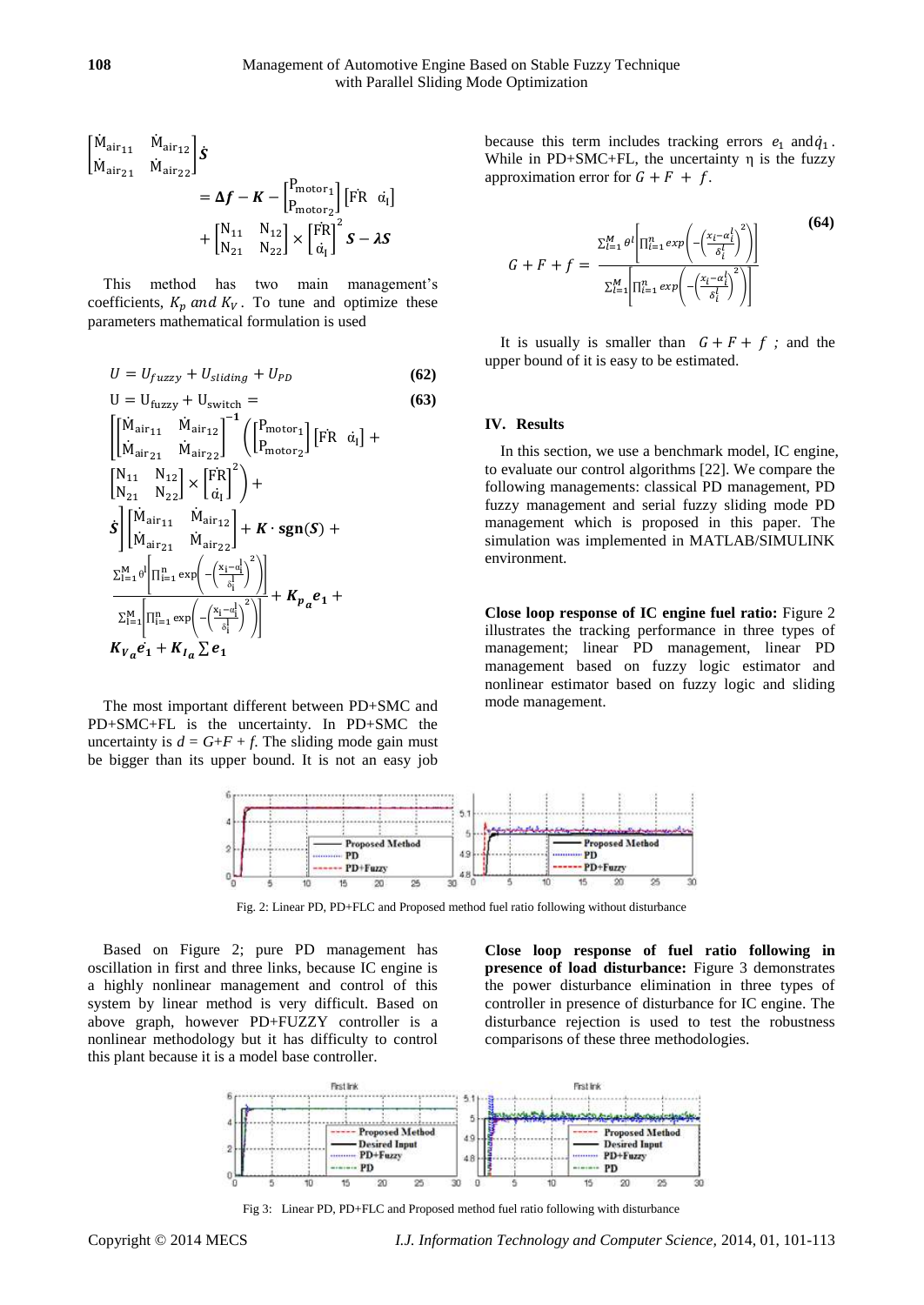$$\begin{bmatrix} \dot{M}_{air_{11}} & \dot{M}_{air_{12}} \\ \dot{M}_{air_{21}} & \dot{M}_{air_{22}} \end{bmatrix} \dot{S} = \Delta f - K - \begin{bmatrix} P_{motor_1} \\ P_{motor_2} \end{bmatrix} [\dot{F}R \quad \dot{\alpha}_I] + \begin{bmatrix} N_{11} & N_{12} \\ N_{21} & N_{22} \end{bmatrix} \times \begin{bmatrix} \dot{F}R \\ \dot{\alpha}_I \end{bmatrix}^2 S - \lambda S$$

This method has two main management's coefficients, $K_p$ *and* $K_V$. To tune and optimize these parameters mathematical formulation is used

$$U = U_{fuzzy} + U_{sliding} + U_{PD} \quad (62)$$

$$U = U_{fuzzy} + U_{switch} = \left[\begin{bmatrix} \dot{M}_{air_{11}} & \dot{M}_{air_{12}} \\ \dot{M}_{air_{21}} & \dot{M}_{air_{22}} \end{bmatrix}^{-1} \left( \begin{bmatrix} P_{motor_1} \\ P_{motor_2} \end{bmatrix} [\dot{F}R \quad \dot{\alpha}_I] + \begin{bmatrix} N_{11} & N_{12} \\ N_{21} & N_{22} \end{bmatrix} \times \begin{bmatrix} \dot{F}R \\ \dot{\alpha}_I \end{bmatrix}^2 \right) + \dot{S} \right] \begin{bmatrix} \dot{M}_{air_{11}} & \dot{M}_{air_{12}} \\ \dot{M}_{air_{21}} & \dot{M}_{air_{22}} \end{bmatrix} + K \cdot \mathbf{sgn}(S) + \frac{\sum_{l=1}^{M} \theta^l \left[ \prod_{i=1}^{n} \exp\left( -\left( \frac{x_i - \alpha_i^l}{\delta_i^l} \right)^2 \right) \right]}{\sum_{l=1}^{M} \left[ \prod_{i=1}^{n} \exp\left( -\left( \frac{x_i - \alpha_i^l}{\delta_i^l} \right)^2 \right) \right]} + K_{p_a} e_1 + K_{V_a} \dot{e_1} + K_{I_a} \sum e_1 \quad (63)$$

The most important different between PD+SMC and PD+SMC+FL is the uncertainty. In PD+SMC the uncertainty is $d = G+F+f$. The sliding mode gain must be bigger than its upper bound. It is not an easy job because this term includes tracking errors $e_1$ and $\dot{q}_1$. While in PD+SMC+FL, the uncertainty η is the fuzzy approximation error for $G + F + f$.

$$G + F + f = \frac{\sum_{l=1}^{M} \theta^l \left[ \prod_{i=1}^{n} exp\left( -\left( \frac{x_i - \alpha_i^l}{\delta_i^l} \right)^2 \right) \right]}{\sum_{l=1}^{M} \left[ \prod_{i=1}^{n} exp\left( -\left( \frac{x_i - \alpha_i^l}{\delta_i^l} \right)^2 \right) \right]} \quad (64)$$

It is usually is smaller than $G + F + f$ ; and the upper bound of it is easy to be estimated.

## IV. Results

In this section, we use a benchmark model, IC engine, to evaluate our control algorithms [22]. We compare the following managements: classical PD management, PD fuzzy management and serial fuzzy sliding mode PD management which is proposed in this paper. The simulation was implemented in MATLAB/SIMULINK environment.

**Close loop response of IC engine fuel ratio:** Figure 2 illustrates the tracking performance in three types of management; linear PD management, linear PD management based on fuzzy logic estimator and nonlinear estimator based on fuzzy logic and sliding mode management.

Fig. 2: Linear PD, PD+FLC and Proposed method fuel ratio following without disturbance

Based on Figure 2; pure PD management has oscillation in first and three links, because IC engine is a highly nonlinear management and control of this system by linear method is very difficult. Based on above graph, however PD+FUZZY controller is a nonlinear methodology but it has difficulty to control this plant because it is a model base controller.

**Close loop response of fuel ratio following in presence of load disturbance:** Figure 3 demonstrates the power disturbance elimination in three types of controller in presence of disturbance for IC engine. The disturbance rejection is used to test the robustness comparisons of these three methodologies.

Fig 3: Linear PD, PD+FLC and Proposed method fuel ratio following with disturbance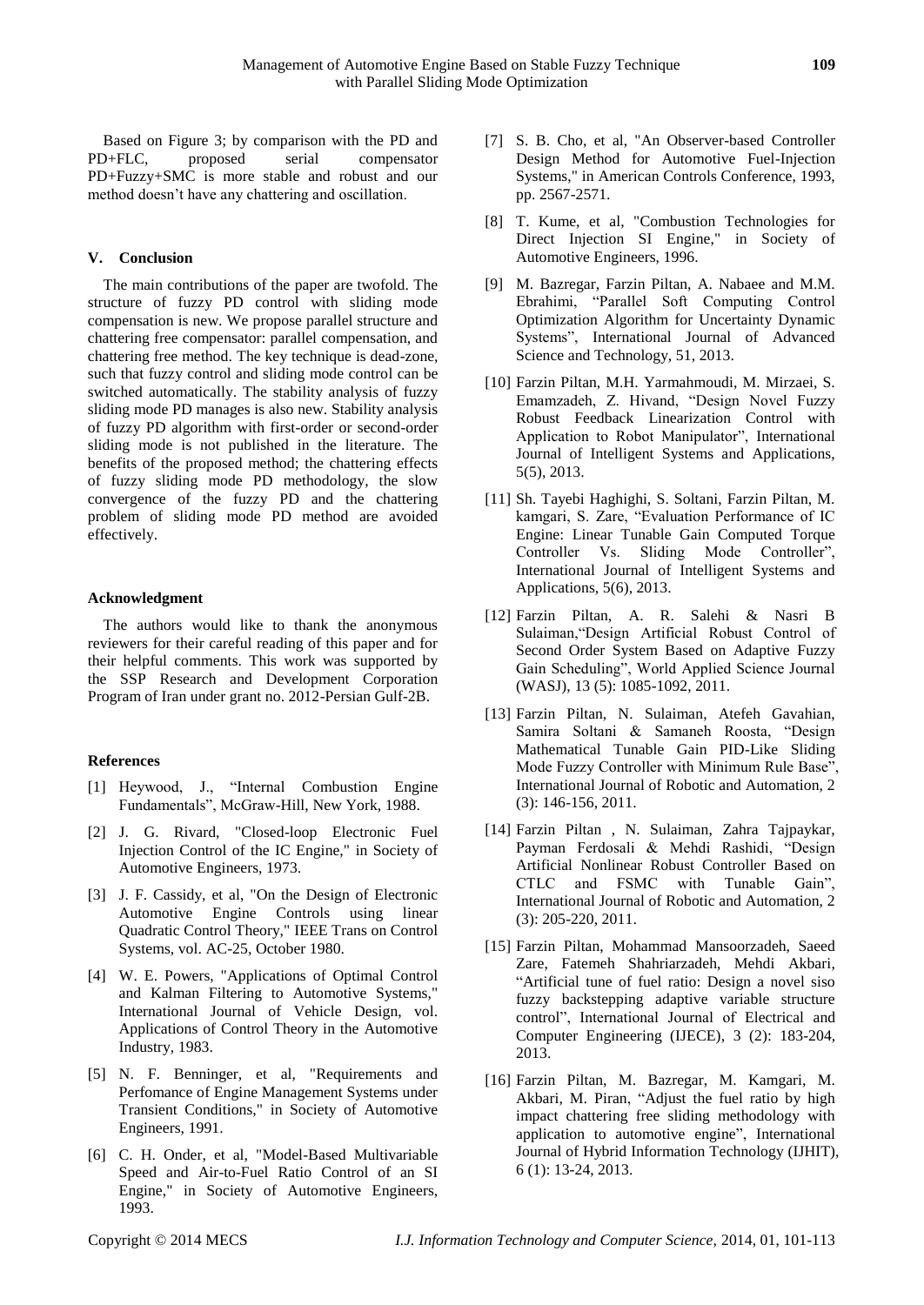Based on Figure 3; by comparison with the PD and PD+FLC, proposed serial compensator PD+Fuzzy+SMC is more stable and robust and our method doesn't have any chattering and oscillation.

## V. Conclusion

The main contributions of the paper are twofold. The structure of fuzzy PD control with sliding mode compensation is new. We propose parallel structure and chattering free compensator: parallel compensation, and chattering free method. The key technique is dead-zone, such that fuzzy control and sliding mode control can be switched automatically. The stability analysis of fuzzy sliding mode PD manages is also new. Stability analysis of fuzzy PD algorithm with first-order or second-order sliding mode is not published in the literature. The benefits of the proposed method; the chattering effects of fuzzy sliding mode PD methodology, the slow convergence of the fuzzy PD and the chattering problem of sliding mode PD method are avoided effectively.

### Acknowledgment

The authors would like to thank the anonymous reviewers for their careful reading of this paper and for their helpful comments. This work was supported by the SSP Research and Development Corporation Program of Iran under grant no. 2012-Persian Gulf-2B.

### References

[1] Heywood, J., "Internal Combustion Engine Fundamentals", McGraw-Hill, New York, 1988.

[2] J. G. Rivard, "Closed-loop Electronic Fuel Injection Control of the IC Engine," in Society of Automotive Engineers, 1973.

[3] J. F. Cassidy, et al, "On the Design of Electronic Automotive Engine Controls using linear Quadratic Control Theory," IEEE Trans on Control Systems, vol. AC-25, October 1980.

[4] W. E. Powers, "Applications of Optimal Control and Kalman Filtering to Automotive Systems," International Journal of Vehicle Design, vol. Applications of Control Theory in the Automotive Industry, 1983.

[5] N. F. Benninger, et al, "Requirements and Perfomance of Engine Management Systems under Transient Conditions," in Society of Automotive Engineers, 1991.

[6] C. H. Onder, et al, "Model-Based Multivariable Speed and Air-to-Fuel Ratio Control of an SI Engine," in Society of Automotive Engineers, 1993.

[7] S. B. Cho, et al, "An Observer-based Controller Design Method for Automotive Fuel-Injection Systems," in American Controls Conference, 1993, pp. 2567-2571.

[8] T. Kume, et al, "Combustion Technologies for Direct Injection SI Engine," in Society of Automotive Engineers, 1996.

[9] M. Bazregar, Farzin Piltan, A. Nabaee and M.M. Ebrahimi, "Parallel Soft Computing Control Optimization Algorithm for Uncertainty Dynamic Systems", International Journal of Advanced Science and Technology, 51, 2013.

[10] Farzin Piltan, M.H. Yarmahmoudi, M. Mirzaei, S. Emamzadeh, Z. Hivand, "Design Novel Fuzzy Robust Feedback Linearization Control with Application to Robot Manipulator", International Journal of Intelligent Systems and Applications, 5(5), 2013.

[11] Sh. Tayebi Haghighi, S. Soltani, Farzin Piltan, M. kamgari, S. Zare, "Evaluation Performance of IC Engine: Linear Tunable Gain Computed Torque Controller Vs. Sliding Mode Controller", International Journal of Intelligent Systems and Applications, 5(6), 2013.

[12] Farzin Piltan, A. R. Salehi & Nasri B Sulaiman,"Design Artificial Robust Control of Second Order System Based on Adaptive Fuzzy Gain Scheduling", World Applied Science Journal (WASJ), 13 (5): 1085-1092, 2011.

[13] Farzin Piltan, N. Sulaiman, Atefeh Gavahian, Samira Soltani & Samaneh Roosta, "Design Mathematical Tunable Gain PID-Like Sliding Mode Fuzzy Controller with Minimum Rule Base", International Journal of Robotic and Automation, 2 (3): 146-156, 2011.

[14] Farzin Piltan , N. Sulaiman, Zahra Tajpaykar, Payman Ferdosali & Mehdi Rashidi, "Design Artificial Nonlinear Robust Controller Based on CTLC and FSMC with Tunable Gain", International Journal of Robotic and Automation, 2 (3): 205-220, 2011.

[15] Farzin Piltan, Mohammad Mansoorzadeh, Saeed Zare, Fatemeh Shahriarzadeh, Mehdi Akbari, "Artificial tune of fuel ratio: Design a novel siso fuzzy backstepping adaptive variable structure control", International Journal of Electrical and Computer Engineering (IJECE), 3 (2): 183-204, 2013.

[16] Farzin Piltan, M. Bazregar, M. Kamgari, M. Akbari, M. Piran, "Adjust the fuel ratio by high impact chattering free sliding methodology with application to automotive engine", International Journal of Hybrid Information Technology (IJHIT), 6 (1): 13-24, 2013.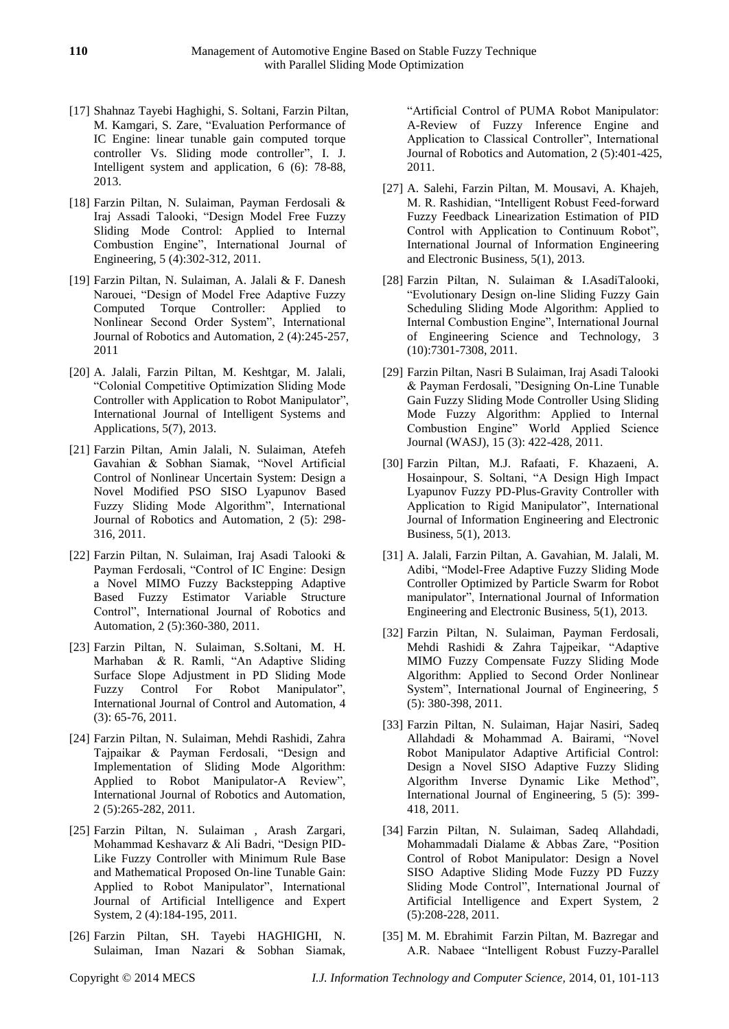[17] Shahnaz Tayebi Haghighi, S. Soltani, Farzin Piltan, M. Kamgari, S. Zare, "Evaluation Performance of IC Engine: linear tunable gain computed torque controller Vs. Sliding mode controller", I. J. Intelligent system and application, 6 (6): 78-88, 2013.

[18] Farzin Piltan, N. Sulaiman, Payman Ferdosali & Iraj Assadi Talooki, "Design Model Free Fuzzy Sliding Mode Control: Applied to Internal Combustion Engine", International Journal of Engineering, 5 (4):302-312, 2011.

[19] Farzin Piltan, N. Sulaiman, A. Jalali & F. Danesh Narouei, "Design of Model Free Adaptive Fuzzy Computed Torque Controller: Applied to Nonlinear Second Order System", International Journal of Robotics and Automation, 2 (4):245-257, 2011

[20] A. Jalali, Farzin Piltan, M. Keshtgar, M. Jalali, "Colonial Competitive Optimization Sliding Mode Controller with Application to Robot Manipulator", International Journal of Intelligent Systems and Applications, 5(7), 2013.

[21] Farzin Piltan, Amin Jalali, N. Sulaiman, Atefeh Gavahian & Sobhan Siamak, "Novel Artificial Control of Nonlinear Uncertain System: Design a Novel Modified PSO SISO Lyapunov Based Fuzzy Sliding Mode Algorithm", International Journal of Robotics and Automation, 2 (5): 298-316, 2011.

[22] Farzin Piltan, N. Sulaiman, Iraj Asadi Talooki & Payman Ferdosali, "Control of IC Engine: Design a Novel MIMO Fuzzy Backstepping Adaptive Based Fuzzy Estimator Variable Structure Control", International Journal of Robotics and Automation, 2 (5):360-380, 2011.

[23] Farzin Piltan, N. Sulaiman, S.Soltani, M. H. Marhaban & R. Ramli, "An Adaptive Sliding Surface Slope Adjustment in PD Sliding Mode Fuzzy Control For Robot Manipulator", International Journal of Control and Automation, 4 (3): 65-76, 2011.

[24] Farzin Piltan, N. Sulaiman, Mehdi Rashidi, Zahra Tajpaikar & Payman Ferdosali, "Design and Implementation of Sliding Mode Algorithm: Applied to Robot Manipulator-A Review", International Journal of Robotics and Automation, 2 (5):265-282, 2011.

[25] Farzin Piltan, N. Sulaiman , Arash Zargari, Mohammad Keshavarz & Ali Badri, "Design PID-Like Fuzzy Controller with Minimum Rule Base and Mathematical Proposed On-line Tunable Gain: Applied to Robot Manipulator", International Journal of Artificial Intelligence and Expert System, 2 (4):184-195, 2011.

[26] Farzin Piltan, SH. Tayebi HAGHIGHI, N. Sulaiman, Iman Nazari & Sobhan Siamak, "Artificial Control of PUMA Robot Manipulator: A-Review of Fuzzy Inference Engine and Application to Classical Controller", International Journal of Robotics and Automation, 2 (5):401-425, 2011.

[27] A. Salehi, Farzin Piltan, M. Mousavi, A. Khajeh, M. R. Rashidian, "Intelligent Robust Feed-forward Fuzzy Feedback Linearization Estimation of PID Control with Application to Continuum Robot", International Journal of Information Engineering and Electronic Business, 5(1), 2013.

[28] Farzin Piltan, N. Sulaiman & I.AsadiTalooki, "Evolutionary Design on-line Sliding Fuzzy Gain Scheduling Sliding Mode Algorithm: Applied to Internal Combustion Engine", International Journal of Engineering Science and Technology, 3 (10):7301-7308, 2011.

[29] Farzin Piltan, Nasri B Sulaiman, Iraj Asadi Talooki & Payman Ferdosali, "Designing On-Line Tunable Gain Fuzzy Sliding Mode Controller Using Sliding Mode Fuzzy Algorithm: Applied to Internal Combustion Engine" World Applied Science Journal (WASJ), 15 (3): 422-428, 2011.

[30] Farzin Piltan, M.J. Rafaati, F. Khazaeni, A. Hosainpour, S. Soltani, "A Design High Impact Lyapunov Fuzzy PD-Plus-Gravity Controller with Application to Rigid Manipulator", International Journal of Information Engineering and Electronic Business, 5(1), 2013.

[31] A. Jalali, Farzin Piltan, A. Gavahian, M. Jalali, M. Adibi, "Model-Free Adaptive Fuzzy Sliding Mode Controller Optimized by Particle Swarm for Robot manipulator", International Journal of Information Engineering and Electronic Business, 5(1), 2013.

[32] Farzin Piltan, N. Sulaiman, Payman Ferdosali, Mehdi Rashidi & Zahra Tajpeikar, "Adaptive MIMO Fuzzy Compensate Fuzzy Sliding Mode Algorithm: Applied to Second Order Nonlinear System", International Journal of Engineering, 5 (5): 380-398, 2011.

[33] Farzin Piltan, N. Sulaiman, Hajar Nasiri, Sadeq Allahdadi & Mohammad A. Bairami, "Novel Robot Manipulator Adaptive Artificial Control: Design a Novel SISO Adaptive Fuzzy Sliding Algorithm Inverse Dynamic Like Method", International Journal of Engineering, 5 (5): 399-418, 2011.

[34] Farzin Piltan, N. Sulaiman, Sadeq Allahdadi, Mohammadali Dialame & Abbas Zare, "Position Control of Robot Manipulator: Design a Novel SISO Adaptive Sliding Mode Fuzzy PD Fuzzy Sliding Mode Control", International Journal of Artificial Intelligence and Expert System, 2 (5):208-228, 2011.

[35] M. M. Ebrahimit Farzin Piltan, M. Bazregar and A.R. Nabaee "Intelligent Robust Fuzzy-Parallel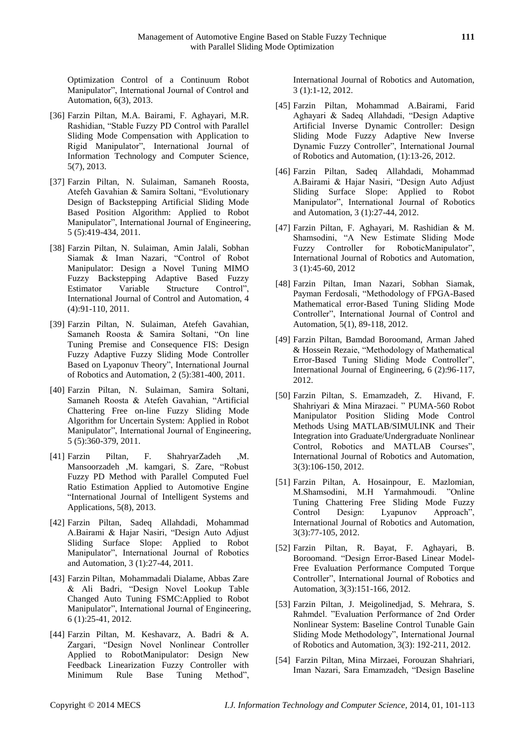Optimization Control of a Continuum Robot Manipulator", International Journal of Control and Automation, 6(3), 2013.

[36] Farzin Piltan, M.A. Bairami, F. Aghayari, M.R. Rashidian, "Stable Fuzzy PD Control with Parallel Sliding Mode Compensation with Application to Rigid Manipulator", International Journal of Information Technology and Computer Science, 5(7), 2013.

[37] Farzin Piltan, N. Sulaiman, Samaneh Roosta, Atefeh Gavahian & Samira Soltani, "Evolutionary Design of Backstepping Artificial Sliding Mode Based Position Algorithm: Applied to Robot Manipulator", International Journal of Engineering, 5 (5):419-434, 2011.

[38] Farzin Piltan, N. Sulaiman, Amin Jalali, Sobhan Siamak & Iman Nazari, "Control of Robot Manipulator: Design a Novel Tuning MIMO Fuzzy Backstepping Adaptive Based Fuzzy Estimator Variable Structure Control", International Journal of Control and Automation, 4 (4):91-110, 2011.

[39] Farzin Piltan, N. Sulaiman, Atefeh Gavahian, Samaneh Roosta & Samira Soltani, "On line Tuning Premise and Consequence FIS: Design Fuzzy Adaptive Fuzzy Sliding Mode Controller Based on Lyaponuv Theory", International Journal of Robotics and Automation, 2 (5):381-400, 2011.

[40] Farzin Piltan, N. Sulaiman, Samira Soltani, Samaneh Roosta & Atefeh Gavahian, "Artificial Chattering Free on-line Fuzzy Sliding Mode Algorithm for Uncertain System: Applied in Robot Manipulator", International Journal of Engineering, 5 (5):360-379, 2011.

[41] Farzin Piltan, F. ShahryarZadeh ,M. Mansoorzadeh ,M. kamgari, S. Zare, "Robust Fuzzy PD Method with Parallel Computed Fuel Ratio Estimation Applied to Automotive Engine "International Journal of Intelligent Systems and Applications, 5(8), 2013.

[42] Farzin Piltan, Sadeq Allahdadi, Mohammad A.Bairami & Hajar Nasiri, "Design Auto Adjust Sliding Surface Slope: Applied to Robot Manipulator", International Journal of Robotics and Automation, 3 (1):27-44, 2011.

[43] Farzin Piltan, Mohammadali Dialame, Abbas Zare & Ali Badri, "Design Novel Lookup Table Changed Auto Tuning FSMC:Applied to Robot Manipulator", International Journal of Engineering, 6 (1):25-41, 2012.

[44] Farzin Piltan, M. Keshavarz, A. Badri & A. Zargari, "Design Novel Nonlinear Controller Applied to RobotManipulator: Design New Feedback Linearization Fuzzy Controller with Minimum Rule Base Tuning Method", International Journal of Robotics and Automation, 3 (1):1-12, 2012.

[45] Farzin Piltan, Mohammad A.Bairami, Farid Aghayari & Sadeq Allahdadi, "Design Adaptive Artificial Inverse Dynamic Controller: Design Sliding Mode Fuzzy Adaptive New Inverse Dynamic Fuzzy Controller", International Journal of Robotics and Automation, (1):13-26, 2012.

[46] Farzin Piltan, Sadeq Allahdadi, Mohammad A.Bairami & Hajar Nasiri, "Design Auto Adjust Sliding Surface Slope: Applied to Robot Manipulator", International Journal of Robotics and Automation, 3 (1):27-44, 2012.

[47] Farzin Piltan, F. Aghayari, M. Rashidian & M. Shamsodini, "A New Estimate Sliding Mode Fuzzy Controller for RoboticManipulator", International Journal of Robotics and Automation, 3 (1):45-60, 2012

[48] Farzin Piltan, Iman Nazari, Sobhan Siamak, Payman Ferdosali, "Methodology of FPGA-Based Mathematical error-Based Tuning Sliding Mode Controller", International Journal of Control and Automation, 5(1), 89-118, 2012.

[49] Farzin Piltan, Bamdad Boroomand, Arman Jahed & Hossein Rezaie, "Methodology of Mathematical Error-Based Tuning Sliding Mode Controller", International Journal of Engineering, 6 (2):96-117, 2012.

[50] Farzin Piltan, S. Emamzadeh, Z. Hivand, F. Shahriyari & Mina Mirazaei. " PUMA-560 Robot Manipulator Position Sliding Mode Control Methods Using MATLAB/SIMULINK and Their Integration into Graduate/Undergraduate Nonlinear Control, Robotics and MATLAB Courses", International Journal of Robotics and Automation, 3(3):106-150, 2012.

[51] Farzin Piltan, A. Hosainpour, E. Mazlomian, M.Shamsodini, M.H Yarmahmoudi. "Online Tuning Chattering Free Sliding Mode Fuzzy Control Design: Lyapunov Approach", International Journal of Robotics and Automation, 3(3):77-105, 2012.

[52] Farzin Piltan, R. Bayat, F. Aghayari, B. Boroomand. "Design Error-Based Linear Model-Free Evaluation Performance Computed Torque Controller", International Journal of Robotics and Automation, 3(3):151-166, 2012.

[53] Farzin Piltan, J. Meigolinedjad, S. Mehrara, S. Rahmdel. "Evaluation Performance of 2nd Order Nonlinear System: Baseline Control Tunable Gain Sliding Mode Methodology", International Journal of Robotics and Automation, 3(3): 192-211, 2012.

[54] Farzin Piltan, Mina Mirzaei, Forouzan Shahriari, Iman Nazari, Sara Emamzadeh, "Design Baseline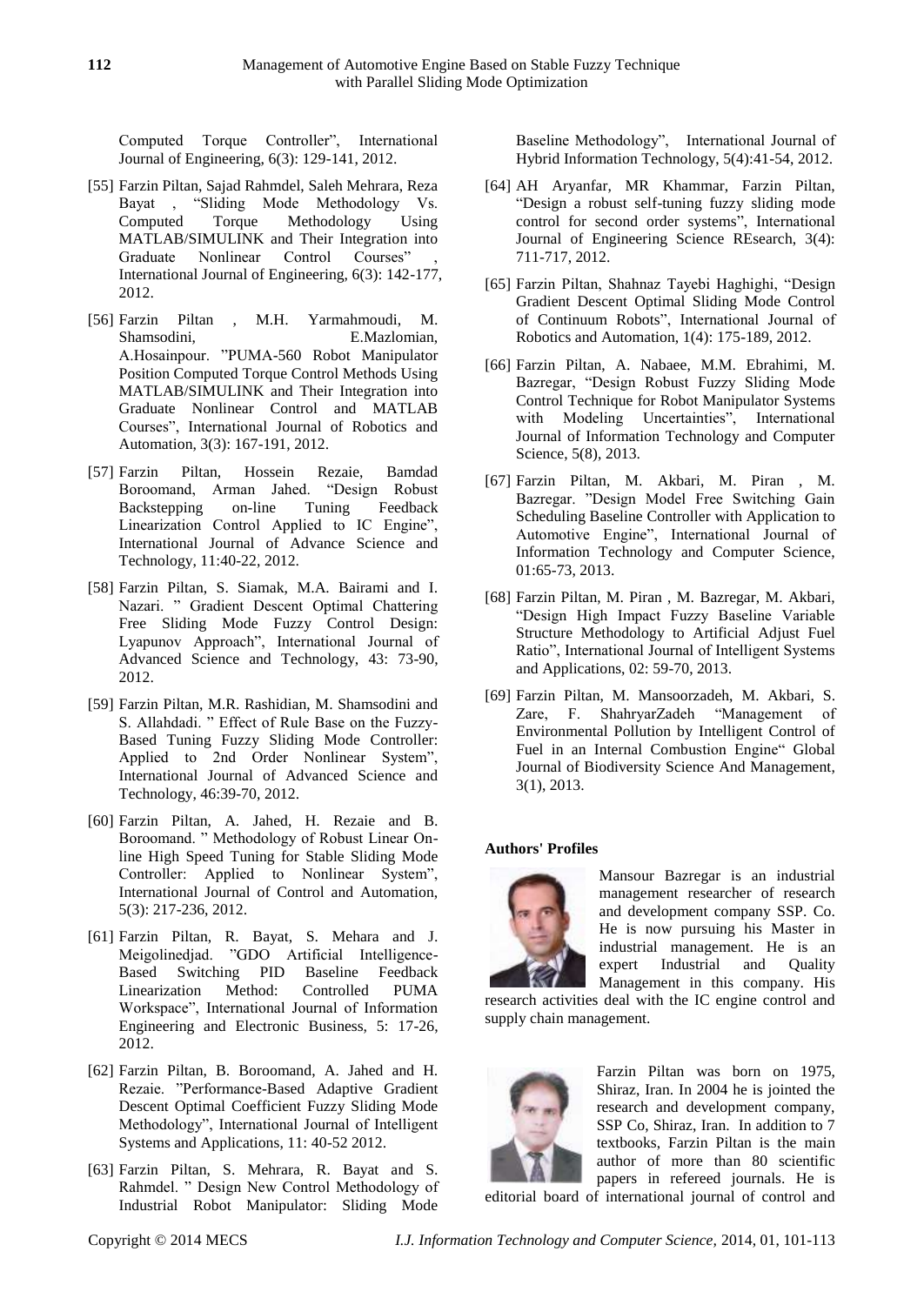Computed Torque Controller", International Journal of Engineering, 6(3): 129-141, 2012.

[55] Farzin Piltan, Sajad Rahmdel, Saleh Mehrara, Reza Bayat , "Sliding Mode Methodology Vs. Computed Torque Methodology Using MATLAB/SIMULINK and Their Integration into Graduate Nonlinear Control Courses" , International Journal of Engineering, 6(3): 142-177, 2012.

[56] Farzin Piltan , M.H. Yarmahmoudi, M. Shamsodini, E.Mazlomian, A.Hosainpour. "PUMA-560 Robot Manipulator Position Computed Torque Control Methods Using MATLAB/SIMULINK and Their Integration into Graduate Nonlinear Control and MATLAB Courses", International Journal of Robotics and Automation, 3(3): 167-191, 2012.

[57] Farzin Piltan, Hossein Rezaie, Bamdad Boroomand, Arman Jahed. "Design Robust Backstepping on-line Tuning Feedback Linearization Control Applied to IC Engine", International Journal of Advance Science and Technology, 11:40-22, 2012.

[58] Farzin Piltan, S. Siamak, M.A. Bairami and I. Nazari. " Gradient Descent Optimal Chattering Free Sliding Mode Fuzzy Control Design: Lyapunov Approach", International Journal of Advanced Science and Technology, 43: 73-90, 2012.

[59] Farzin Piltan, M.R. Rashidian, M. Shamsodini and S. Allahdadi. " Effect of Rule Base on the Fuzzy-Based Tuning Fuzzy Sliding Mode Controller: Applied to 2nd Order Nonlinear System", International Journal of Advanced Science and Technology, 46:39-70, 2012.

[60] Farzin Piltan, A. Jahed, H. Rezaie and B. Boroomand. " Methodology of Robust Linear On-line High Speed Tuning for Stable Sliding Mode Controller: Applied to Nonlinear System", International Journal of Control and Automation, 5(3): 217-236, 2012.

[61] Farzin Piltan, R. Bayat, S. Mehara and J. Meigolinedjad. "GDO Artificial Intelligence-Based Switching PID Baseline Feedback Linearization Method: Controlled PUMA Workspace", International Journal of Information Engineering and Electronic Business, 5: 17-26, 2012.

[62] Farzin Piltan, B. Boroomand, A. Jahed and H. Rezaie. "Performance-Based Adaptive Gradient Descent Optimal Coefficient Fuzzy Sliding Mode Methodology", International Journal of Intelligent Systems and Applications, 11: 40-52 2012.

[63] Farzin Piltan, S. Mehrara, R. Bayat and S. Rahmdel. " Design New Control Methodology of Industrial Robot Manipulator: Sliding Mode Baseline Methodology", International Journal of Hybrid Information Technology, 5(4):41-54, 2012.

[64] AH Aryanfar, MR Khammar, Farzin Piltan, "Design a robust self-tuning fuzzy sliding mode control for second order systems", International Journal of Engineering Science REsearch, 3(4): 711-717, 2012.

[65] Farzin Piltan, Shahnaz Tayebi Haghighi, "Design Gradient Descent Optimal Sliding Mode Control of Continuum Robots", International Journal of Robotics and Automation, 1(4): 175-189, 2012.

[66] Farzin Piltan, A. Nabaee, M.M. Ebrahimi, M. Bazregar, "Design Robust Fuzzy Sliding Mode Control Technique for Robot Manipulator Systems with Modeling Uncertainties", International Journal of Information Technology and Computer Science, 5(8), 2013.

[67] Farzin Piltan, M. Akbari, M. Piran , M. Bazregar. "Design Model Free Switching Gain Scheduling Baseline Controller with Application to Automotive Engine", International Journal of Information Technology and Computer Science, 01:65-73, 2013.

[68] Farzin Piltan, M. Piran , M. Bazregar, M. Akbari, "Design High Impact Fuzzy Baseline Variable Structure Methodology to Artificial Adjust Fuel Ratio", International Journal of Intelligent Systems and Applications, 02: 59-70, 2013.

[69] Farzin Piltan, M. Mansoorzadeh, M. Akbari, S. Zare, F. ShahryarZadeh "Management of Environmental Pollution by Intelligent Control of Fuel in an Internal Combustion Engine" Global Journal of Biodiversity Science And Management, 3(1), 2013.

**Authors' Profiles**

Mansour Bazregar is an industrial management researcher of research and development company SSP. Co. He is now pursuing his Master in industrial management. He is an expert Industrial and Quality Management in this company. His research activities deal with the IC engine control and supply chain management.

Farzin Piltan was born on 1975, Shiraz, Iran. In 2004 he is jointed the research and development company, SSP Co, Shiraz, Iran. In addition to 7 textbooks, Farzin Piltan is the main author of more than 80 scientific papers in refereed journals. He is editorial board of international journal of control and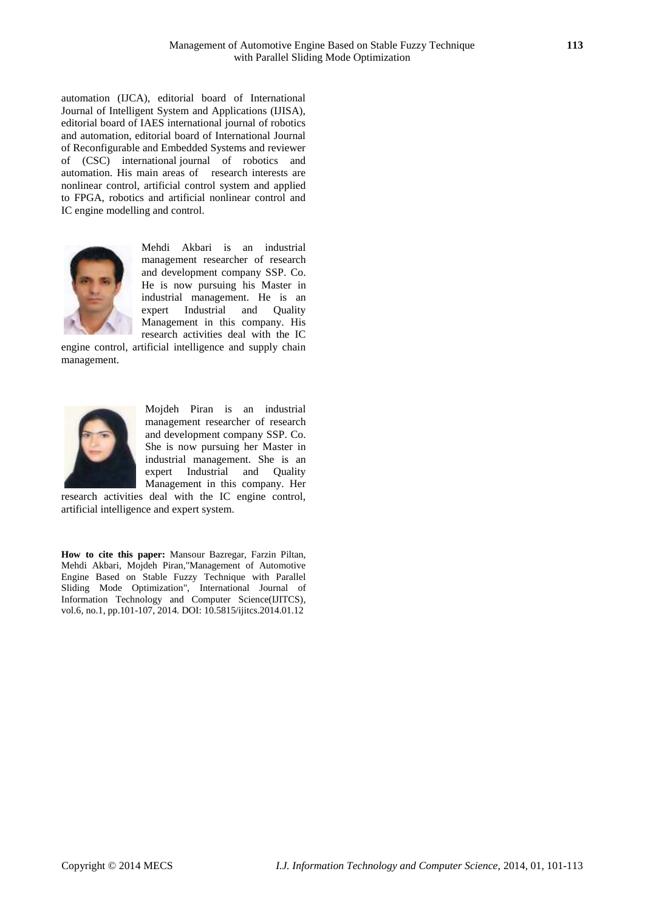automation (IJCA), editorial board of International Journal of Intelligent System and Applications (IJISA), editorial board of IAES international journal of robotics and automation, editorial board of International Journal of Reconfigurable and Embedded Systems and reviewer of (CSC) international journal of robotics and automation. His main areas of research interests are nonlinear control, artificial control system and applied to FPGA, robotics and artificial nonlinear control and IC engine modelling and control.

Mehdi Akbari is an industrial management researcher of research and development company SSP. Co. He is now pursuing his Master in industrial management. He is an expert Industrial and Quality Management in this company. His research activities deal with the IC engine control, artificial intelligence and supply chain management.

Mojdeh Piran is an industrial management researcher of research and development company SSP. Co. She is now pursuing her Master in industrial management. She is an expert Industrial and Quality Management in this company. Her research activities deal with the IC engine control, artificial intelligence and expert system.

**How to cite this paper:** Mansour Bazregar, Farzin Piltan, Mehdi Akbari, Mojdeh Piran,"Management of Automotive Engine Based on Stable Fuzzy Technique with Parallel Sliding Mode Optimization", International Journal of Information Technology and Computer Science(IJITCS), vol.6, no.1, pp.101-107, 2014. DOI: 10.5815/ijitcs.2014.01.12